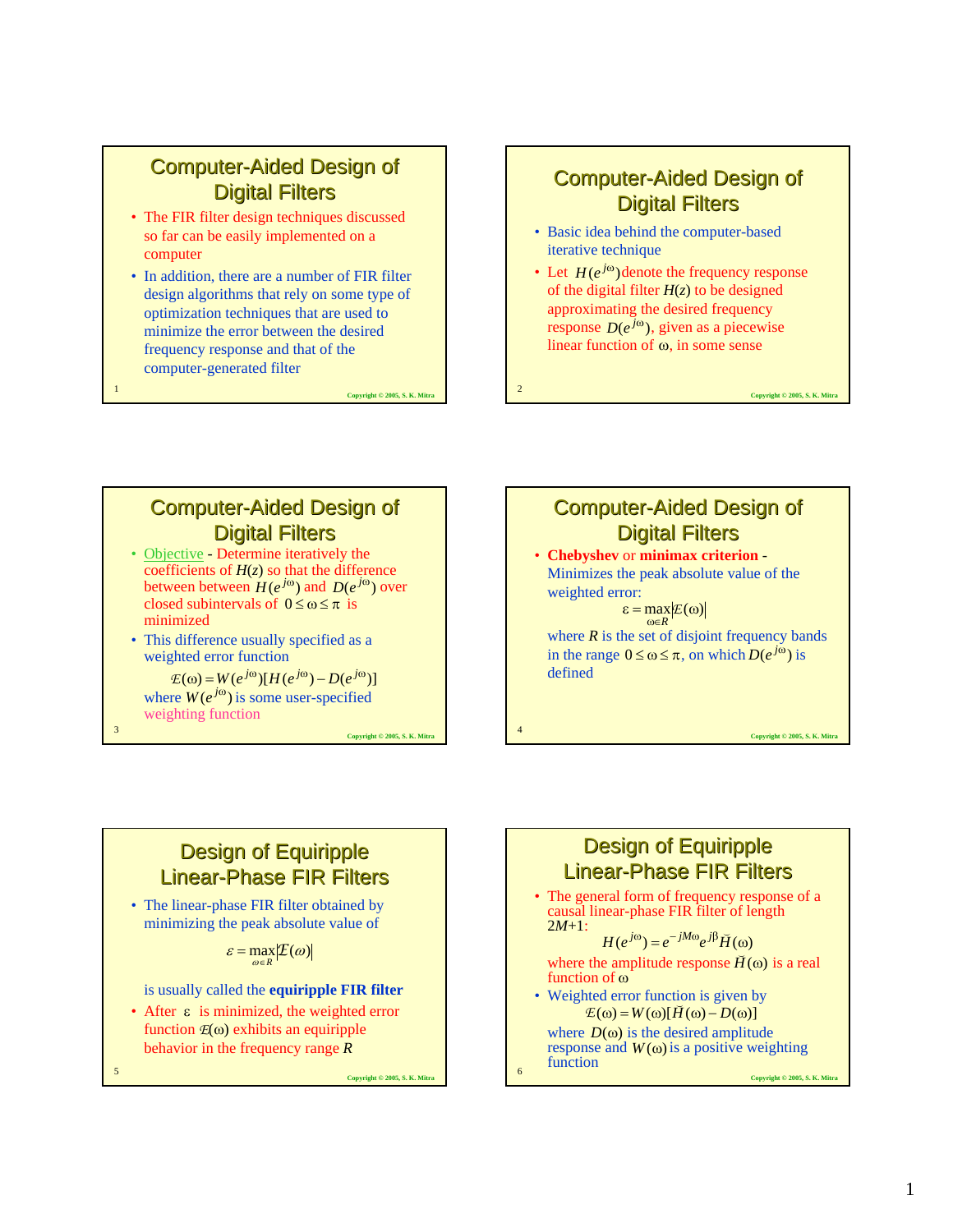## Computer-Aided Design of Digital Filters

- The FIR filter design techniques discussed so far can be easily implemented on a computer
- In addition, there are a number of FIR filter design algorithms that rely on some type of optimization techniques that are used to minimize the error between the desired frequency response and that of the computer-generated filter

## Computer-Aided Design of Digital Filters

- Basic idea behind the computer-based iterative technique
- Let $H(e^{j\omega})$ denote the frequency response of the digital filter $H(z)$ to be designed approximating the desired frequency response $D(e^{j\omega})$, given as a piecewise linear function of $\omega$, in some sense

## Computer-Aided Design of Digital Filters

- Objective - Determine iteratively the coefficients of $H(z)$ so that the difference between between $H(e^{j\omega})$ and $D(e^{j\omega})$ over closed subintervals of $0 \leq \omega \leq \pi$ is minimized
- This difference usually specified as a weighted error function

$$\mathcal{E}(\omega) = W(e^{j\omega})[H(e^{j\omega}) - D(e^{j\omega})]$$

where $W(e^{j\omega})$ is some user-specified weighting function

## Computer-Aided Design of Digital Filters

- **Chebyshev** or **minimax criterion** - Minimizes the peak absolute value of the weighted error:

$$\varepsilon = \max_{\omega \in R} |\mathcal{E}(\omega)|$$

where $R$ is the set of disjoint frequency bands in the range $0 \leq \omega \leq \pi$, on which $D(e^{j\omega})$ is defined

## Design of Equiripple Linear-Phase FIR Filters

- The linear-phase FIR filter obtained by minimizing the peak absolute value of

$$\varepsilon = \max_{\omega \in R} |\mathcal{E}(\omega)|$$

is usually called the **equiripple FIR filter**

- After $\varepsilon$ is minimized, the weighted error function $\mathcal{E}(\omega)$ exhibits an equiripple behavior in the frequency range $R$

## Design of Equiripple Linear-Phase FIR Filters

- The general form of frequency response of a causal linear-phase FIR filter of length $2M+1$:

$$H(e^{j\omega}) = e^{-jM\omega} e^{j\beta} \breve{H}(\omega)$$

where the amplitude response $\breve{H}(\omega)$ is a real function of $\omega$

- Weighted error function is given by

$$\mathcal{E}(\omega) = W(\omega)[\breve{H}(\omega) - D(\omega)]$$

where $D(\omega)$ is the desired amplitude response and $W(\omega)$ is a positive weighting function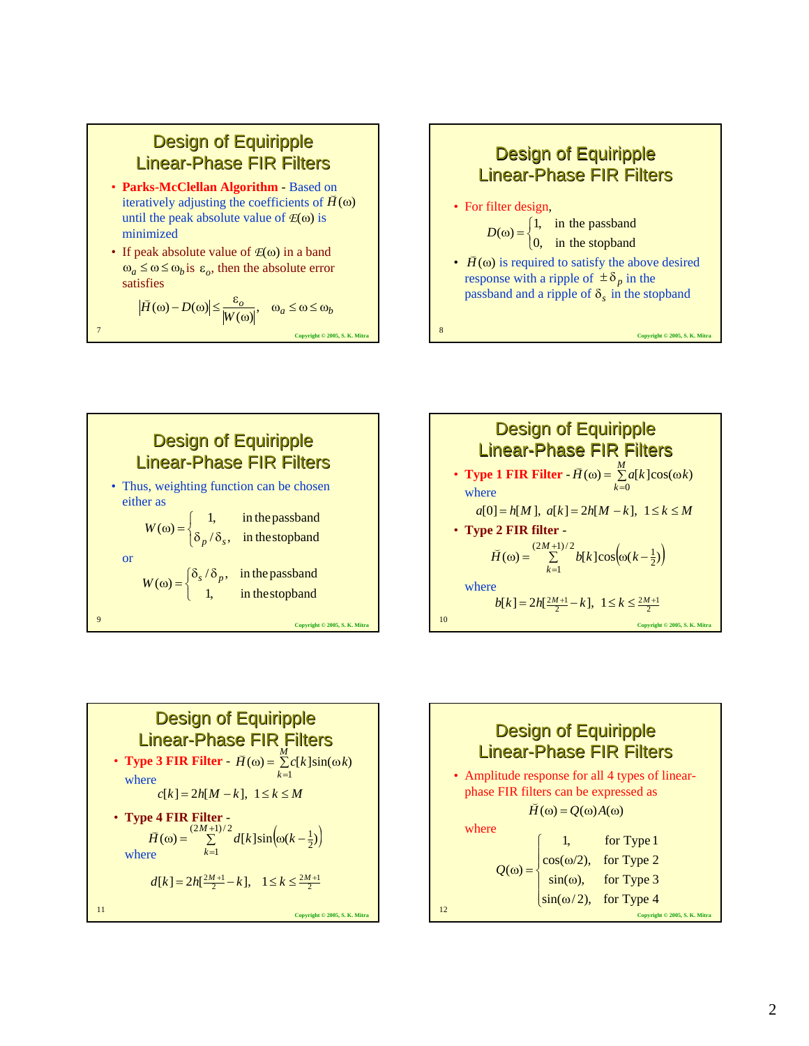## Design of Equiripple Linear-Phase FIR Filters

- **Parks-McClellan Algorithm** - Based on iteratively adjusting the coefficients of $\breve{H}(\omega)$ until the peak absolute value of $\mathcal{E}(\omega)$ is minimized
- If peak absolute value of $\mathcal{E}(\omega)$ in a band $\omega_a \le \omega \le \omega_b$ is $\varepsilon_o$, then the absolute error satisfies

$$\left|\breve{H}(\omega) - D(\omega)\right| \le \frac{\varepsilon_o}{|W(\omega)|}, \quad \omega_a \le \omega \le \omega_b$$

## Design of Equiripple Linear-Phase FIR Filters

- For filter design,

$$D(\omega) = \begin{cases} 1, & \text{in the passband} \\ 0, & \text{in the stopband} \end{cases}$$

- $\breve{H}(\omega)$ is required to satisfy the above desired response with a ripple of $\pm\delta_p$ in the passband and a ripple of $\delta_s$ in the stopband

## Design of Equiripple Linear-Phase FIR Filters

- Thus, weighting function can be chosen either as

$$W(\omega) = \begin{cases} 1, & \text{in the passband} \\ \delta_p / \delta_s, & \text{in the stopband} \end{cases}$$

or

$$W(\omega) = \begin{cases} \delta_s / \delta_p, & \text{in the passband} \\ 1, & \text{in the stopband} \end{cases}$$

## Design of Equiripple Linear-Phase FIR Filters

- **Type 1 FIR Filter** - $\breve{H}(\omega) = \sum_{k=0}^{M} a[k]\cos(\omega k)$

  where

$$a[0] = h[M], \ a[k] = 2h[M-k], \ 1 \le k \le M$$

- **Type 2 FIR filter** -

$$\breve{H}(\omega) = \sum_{k=1}^{(2M+1)/2} b[k]\cos\left(\omega(k - \tfrac{1}{2})\right)$$

  where

$$b[k] = 2h[\tfrac{2M+1}{2} - k], \ \ 1 \le k \le \tfrac{2M+1}{2}$$

## Design of Equiripple Linear-Phase FIR Filters

- **Type 3 FIR Filter** - $\breve{H}(\omega) = \sum_{k=1}^{M} c[k]\sin(\omega k)$

  where

$$c[k] = 2h[M-k], \ \ 1 \le k \le M$$

- **Type 4 FIR Filter** -

$$\breve{H}(\omega) = \sum_{k=1}^{(2M+1)/2} d[k]\sin\left(\omega(k - \tfrac{1}{2})\right)$$

  where

$$d[k] = 2h[\tfrac{2M+1}{2} - k], \quad 1 \le k \le \tfrac{2M+1}{2}$$

## Design of Equiripple Linear-Phase FIR Filters

- Amplitude response for all 4 types of linear-phase FIR filters can be expressed as

$$\breve{H}(\omega) = Q(\omega)A(\omega)$$

where

$$Q(\omega) = \begin{cases} 1, & \text{for Type 1} \\ \cos(\omega/2), & \text{for Type 2} \\ \sin(\omega), & \text{for Type 3} \\ \sin(\omega/2), & \text{for Type 4} \end{cases}$$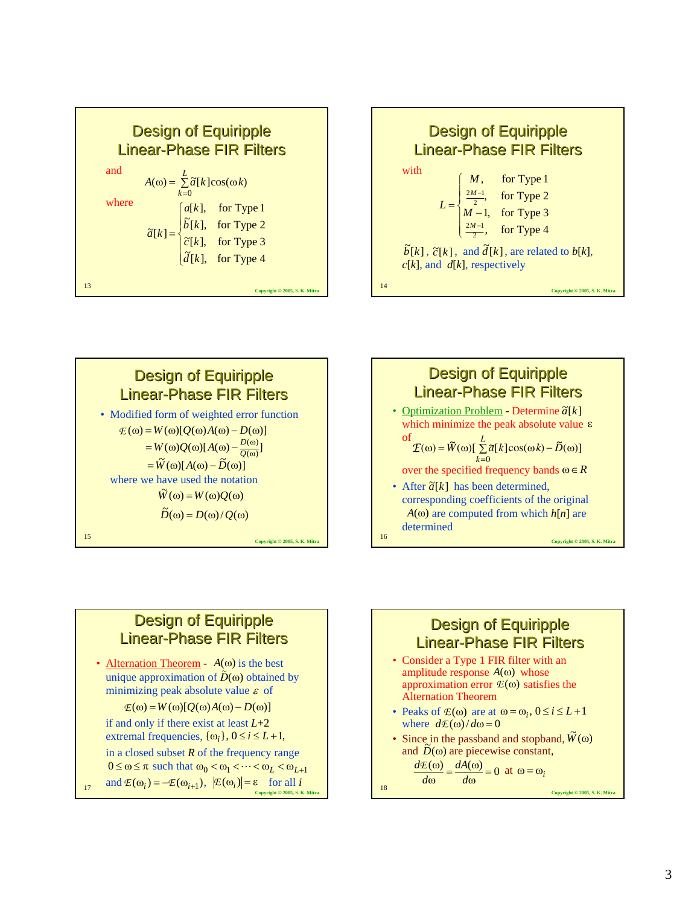## Design of Equiripple Linear-Phase FIR Filters

and

$$A(\omega) = \sum_{k=0}^{L} \tilde{a}[k]\cos(\omega k)$$

where

$$\tilde{a}[k] = \begin{cases} a[k], & \text{for Type 1} \\ \tilde{b}[k], & \text{for Type 2} \\ \tilde{c}[k], & \text{for Type 3} \\ \tilde{d}[k], & \text{for Type 4} \end{cases}$$

## Design of Equiripple Linear-Phase FIR Filters

with

$$L = \begin{cases} M, & \text{for Type 1} \\ \frac{2M-1}{2}, & \text{for Type 2} \\ M-1, & \text{for Type 3} \\ \frac{2M-1}{2}, & \text{for Type 4} \end{cases}$$

$\tilde{b}[k]$, $\tilde{c}[k]$, and $\tilde{d}[k]$, are related to $b[k]$, $c[k]$, and $d[k]$, respectively

## Design of Equiripple Linear-Phase FIR Filters

- Modified form of weighted error function

$$\mathcal{E}(\omega) = W(\omega)[Q(\omega)A(\omega) - D(\omega)]$$
$$= W(\omega)Q(\omega)[A(\omega) - \tfrac{D(\omega)}{Q(\omega)}]$$
$$= \tilde{W}(\omega)[A(\omega) - \tilde{D}(\omega)]$$

where we have used the notation

$$\tilde{W}(\omega) = W(\omega)Q(\omega)$$
$$\tilde{D}(\omega) = D(\omega)/Q(\omega)$$

## Design of Equiripple Linear-Phase FIR Filters

- Optimization Problem - Determine $\tilde{a}[k]$ which minimize the peak absolute value $\varepsilon$ of

$$\mathcal{E}(\omega) = \tilde{W}(\omega)[\sum_{k=0}^{L} \tilde{a}[k]\cos(\omega k) - \tilde{D}(\omega)]$$

over the specified frequency bands $\omega \in R$

- After $\tilde{a}[k]$ has been determined, corresponding coefficients of the original $A(\omega)$ are computed from which $h[n]$ are determined

## Design of Equiripple Linear-Phase FIR Filters

- Alternation Theorem - $A(\omega)$ is the best unique approximation of $\tilde{D}(\omega)$ obtained by minimizing peak absolute value $\varepsilon$ of

$$\mathcal{E}(\omega) = W(\omega)[Q(\omega)A(\omega) - D(\omega)]$$

if and only if there exist at least $L+2$ extremal frequencies, $\{\omega_i\}$, $0 \le i \le L+1$, in a closed subset $R$ of the frequency range $0 \le \omega \le \pi$ such that $\omega_0 < \omega_1 < \cdots < \omega_L < \omega_{L+1}$ and $\mathcal{E}(\omega_i) = -\mathcal{E}(\omega_{i+1})$, $|\mathcal{E}(\omega_i)| = \varepsilon$ for all $i$

## Design of Equiripple Linear-Phase FIR Filters

- Consider a Type 1 FIR filter with an amplitude response $A(\omega)$ whose approximation error $\mathcal{E}(\omega)$ satisfies the Alternation Theorem
- Peaks of $\mathcal{E}(\omega)$ are at $\omega = \omega_i$, $0 \le i \le L+1$ where $d\mathcal{E}(\omega)/d\omega = 0$
- Since in the passband and stopband, $\tilde{W}(\omega)$ and $\tilde{D}(\omega)$ are piecewise constant,

$$\frac{d\mathcal{E}(\omega)}{d\omega} = \frac{dA(\omega)}{d\omega} = 0 \quad \text{at} \quad \omega = \omega_i$$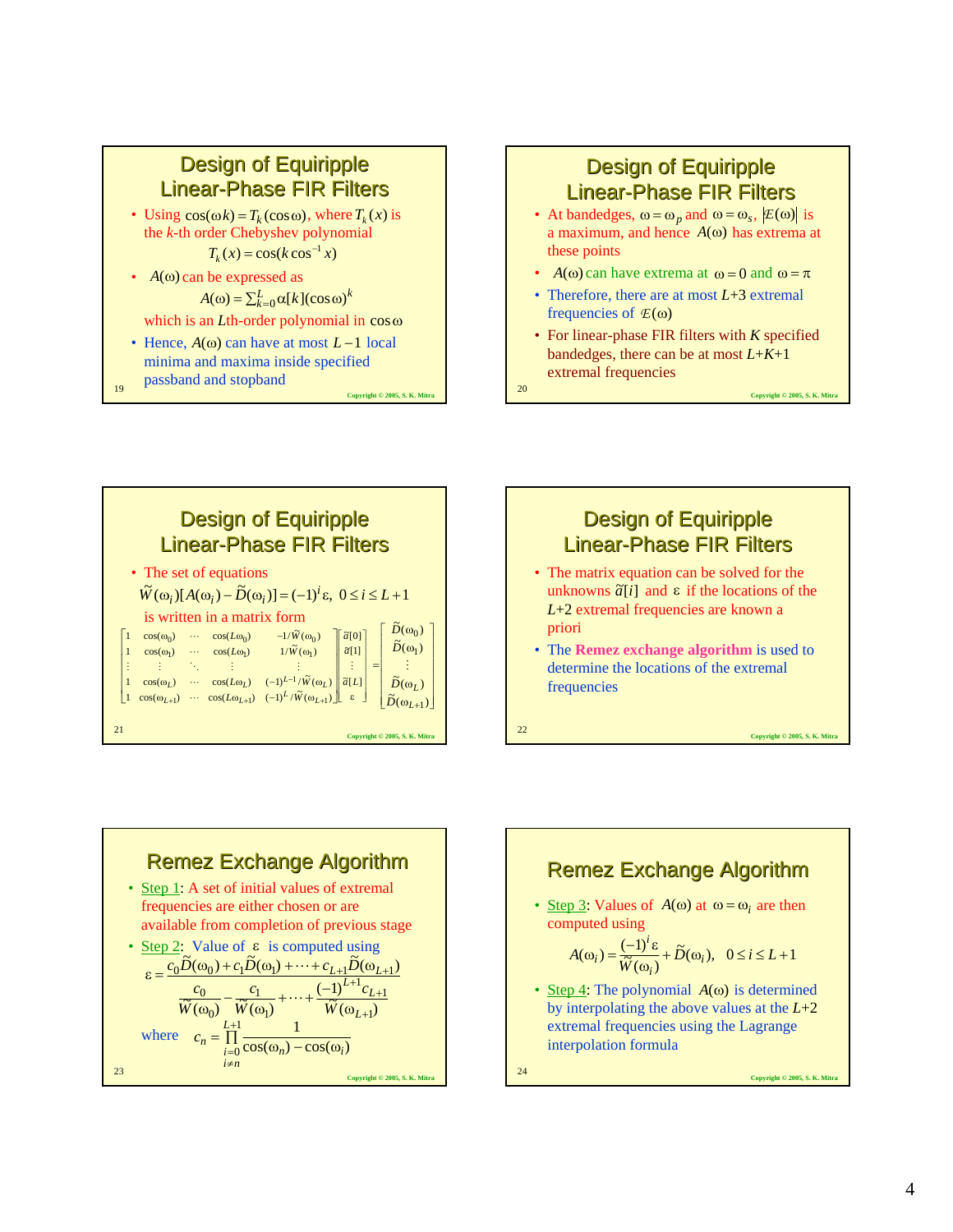## Design of Equiripple Linear-Phase FIR Filters

- Using $\cos(\omega k) = T_k(\cos\omega)$, where $T_k(x)$ is the $k$-th order Chebyshev polynomial

$$T_k(x) = \cos(k\cos^{-1} x)$$

- $A(\omega)$ can be expressed as

$$A(\omega) = \sum_{k=0}^{L} \alpha[k](\cos\omega)^k$$

which is an $L$th-order polynomial in $\cos\omega$

- Hence, $A(\omega)$ can have at most $L-1$ local minima and maxima inside specified passband and stopband

## Design of Equiripple Linear-Phase FIR Filters

- At bandedges, $\omega = \omega_p$ and $\omega = \omega_s$, $|\mathcal{E}(\omega)|$ is a maximum, and hence $A(\omega)$ has extrema at these points
- $A(\omega)$ can have extrema at $\omega = 0$ and $\omega = \pi$
- Therefore, there are at most $L+3$ extremal frequencies of $\mathcal{E}(\omega)$
- For linear-phase FIR filters with $K$ specified bandedges, there can be at most $L+K+1$ extremal frequencies

## Design of Equiripple Linear-Phase FIR Filters

- The set of equations

$$\tilde{W}(\omega_i)[A(\omega_i) - \tilde{D}(\omega_i)] = (-1)^i \varepsilon, \quad 0 \le i \le L+1$$

is written in a matrix form

$$\begin{bmatrix} 1 & \cos(\omega_0) & \cdots & \cos(L\omega_0) & -1/\tilde{W}(\omega_0) \\ 1 & \cos(\omega_1) & \cdots & \cos(L\omega_1) & 1/\tilde{W}(\omega_1) \\ \vdots & \vdots & \ddots & \vdots & \vdots \\ 1 & \cos(\omega_L) & \cdots & \cos(L\omega_L) & (-1)^{L-1}/\tilde{W}(\omega_L) \\ 1 & \cos(\omega_{L+1}) & \cdots & \cos(L\omega_{L+1}) & (-1)^{L}/\tilde{W}(\omega_{L+1}) \end{bmatrix} \begin{bmatrix} \tilde{a}[0] \\ \tilde{a}[1] \\ \vdots \\ \tilde{a}[L] \\ \varepsilon \end{bmatrix} = \begin{bmatrix} \tilde{D}(\omega_0) \\ \tilde{D}(\omega_1) \\ \vdots \\ \tilde{D}(\omega_L) \\ \tilde{D}(\omega_{L+1}) \end{bmatrix}$$

## Design of Equiripple Linear-Phase FIR Filters

- The matrix equation can be solved for the unknowns $\tilde{a}[i]$ and $\varepsilon$ if the locations of the $L+2$ extremal frequencies are known a priori
- The **Remez exchange algorithm** is used to determine the locations of the extremal frequencies

## Remez Exchange Algorithm

- Step 1: A set of initial values of extremal frequencies are either chosen or are available from completion of previous stage
- Step 2: Value of $\varepsilon$ is computed using

$$\varepsilon = \frac{c_0\tilde{D}(\omega_0) + c_1\tilde{D}(\omega_1) + \cdots + c_{L+1}\tilde{D}(\omega_{L+1})}{\frac{c_0}{\tilde{W}(\omega_0)} - \frac{c_1}{\tilde{W}(\omega_1)} + \cdots + \frac{(-1)^{L+1}c_{L+1}}{\tilde{W}(\omega_{L+1})}}$$

where $c_n = \prod_{\substack{i=0 \\ i\neq n}}^{L+1} \frac{1}{\cos(\omega_n) - \cos(\omega_i)}$

## Remez Exchange Algorithm

- Step 3: Values of $A(\omega)$ at $\omega = \omega_i$ are then computed using

$$A(\omega_i) = \frac{(-1)^i \varepsilon}{\tilde{W}(\omega_i)} + \tilde{D}(\omega_i), \quad 0 \le i \le L+1$$

- Step 4: The polynomial $A(\omega)$ is determined by interpolating the above values at the $L+2$ extremal frequencies using the Lagrange interpolation formula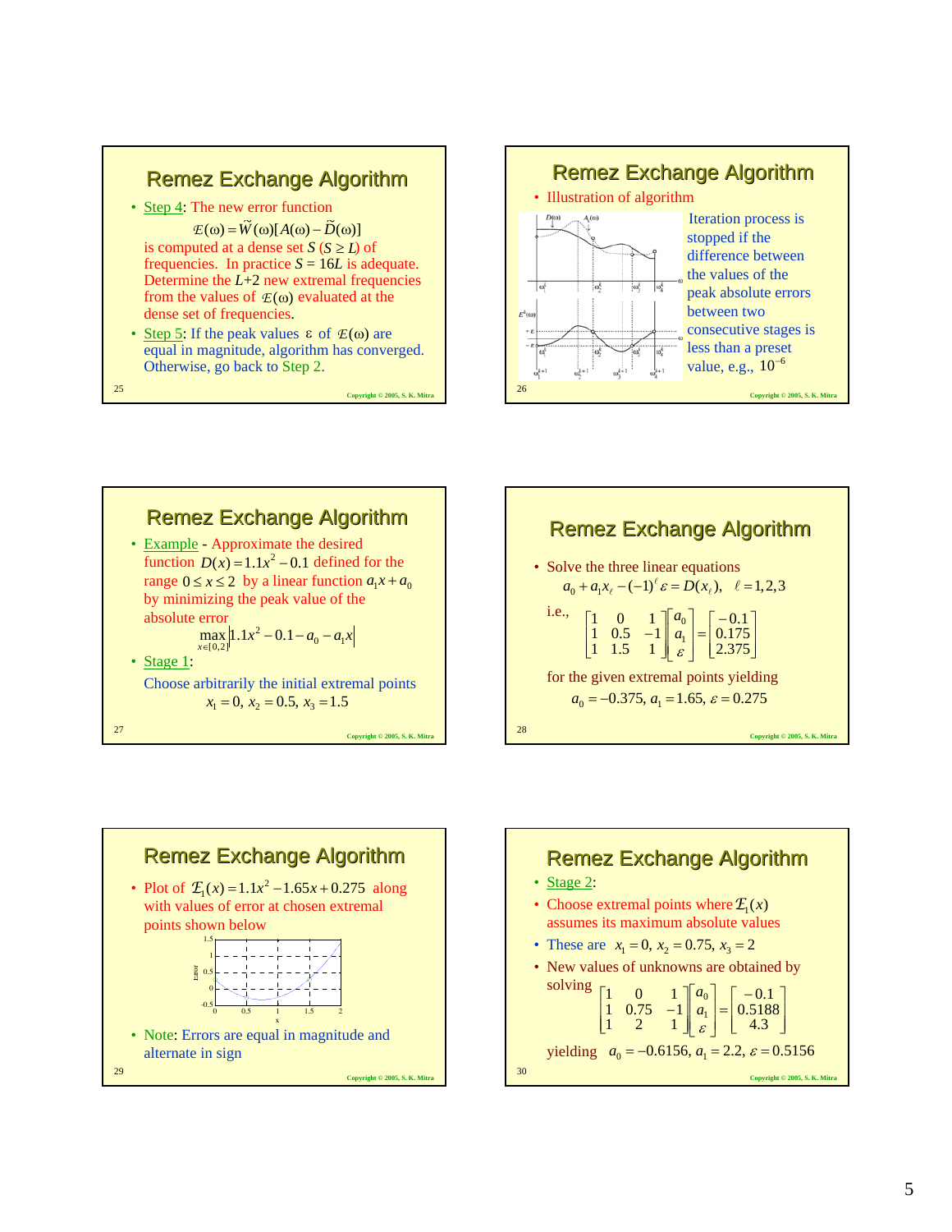## Remez Exchange Algorithm

- Step 4: The new error function

$$\mathcal{E}(\omega) = \tilde{W}(\omega)[A(\omega) - \tilde{D}(\omega)]$$

is computed at a dense set $S$ ($S \geq L$) of frequencies. In practice $S = 16L$ is adequate. Determine the $L$+2 new extremal frequencies from the values of $\mathcal{E}(\omega)$ evaluated at the dense set of frequencies.

- Step 5: If the peak values $\varepsilon$ of $\mathcal{E}(\omega)$ are equal in magnitude, algorithm has converged. Otherwise, go back to Step 2.

## Remez Exchange Algorithm

- Illustration of algorithm

Iteration process is stopped if the difference between the values of the peak absolute errors between two consecutive stages is less than a preset value, e.g., $10^{-6}$

## Remez Exchange Algorithm

- Example - Approximate the desired function $D(x) = 1.1x^2 - 0.1$ defined for the range $0 \leq x \leq 2$ by a linear function $a_1 x + a_0$ by minimizing the peak value of the absolute error

$$\max_{x\in[0,2]} \left|1.1x^2 - 0.1 - a_0 - a_1 x\right|$$

- Stage 1:

Choose arbitrarily the initial extremal points

$$x_1 = 0,\ x_2 = 0.5,\ x_3 = 1.5$$

## Remez Exchange Algorithm

- Solve the three linear equations

$$a_0 + a_1 x_\ell - (-1)^\ell \varepsilon = D(x_\ell), \quad \ell = 1,2,3$$

i.e.,

$$\begin{bmatrix} 1 & 0 & 1 \\ 1 & 0.5 & -1 \\ 1 & 1.5 & 1 \end{bmatrix} \begin{bmatrix} a_0 \\ a_1 \\ \varepsilon \end{bmatrix} = \begin{bmatrix} -0.1 \\ 0.175 \\ 2.375 \end{bmatrix}$$

for the given extremal points yielding

$$a_0 = -0.375,\ a_1 = 1.65,\ \varepsilon = 0.275$$

## Remez Exchange Algorithm

- Plot of $\mathcal{E}_1(x) = 1.1x^2 - 1.65x + 0.275$ along with values of error at chosen extremal points shown below

- Note: Errors are equal in magnitude and alternate in sign

## Remez Exchange Algorithm

- Stage 2:
- Choose extremal points where $\mathcal{E}_1(x)$ assumes its maximum absolute values
- These are $x_1 = 0,\ x_2 = 0.75,\ x_3 = 2$
- New values of unknowns are obtained by solving

$$\begin{bmatrix} 1 & 0 & 1 \\ 1 & 0.75 & -1 \\ 1 & 2 & 1 \end{bmatrix} \begin{bmatrix} a_0 \\ a_1 \\ \varepsilon \end{bmatrix} = \begin{bmatrix} -0.1 \\ 0.5188 \\ 4.3 \end{bmatrix}$$

yielding $a_0 = -0.6156,\ a_1 = 2.2,\ \varepsilon = 0.5156$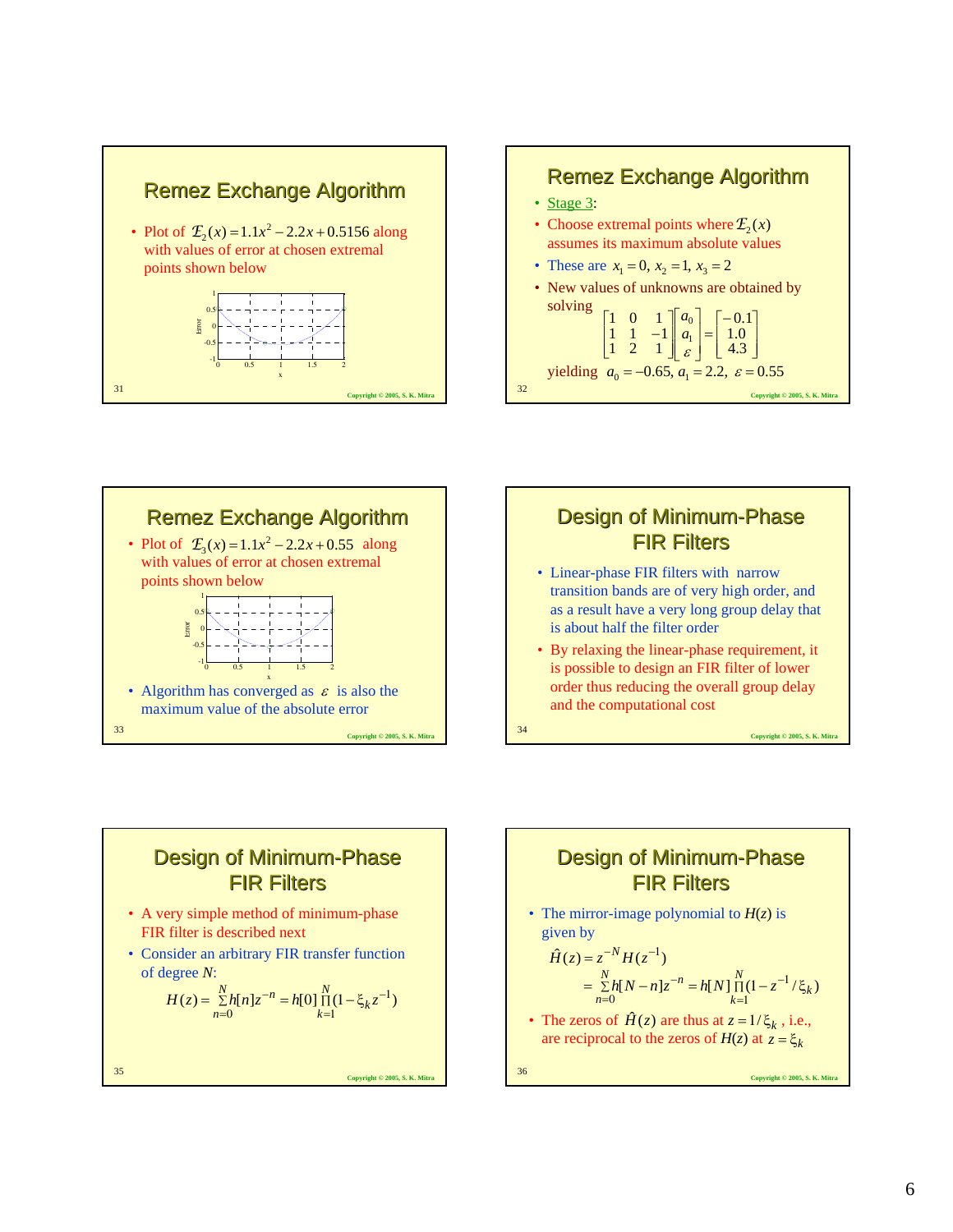## Remez Exchange Algorithm

- Plot of $\mathcal{E}_2(x) = 1.1x^2 - 2.2x + 0.5156$ along with values of error at chosen extremal points shown below

## Remez Exchange Algorithm

- Stage 3:
- Choose extremal points where $\mathcal{E}_2(x)$ assumes its maximum absolute values
- These are $x_1 = 0,\ x_2 = 1,\ x_3 = 2$
- New values of unknowns are obtained by solving

$$\begin{bmatrix} 1 & 0 & 1 \\ 1 & 1 & -1 \\ 1 & 2 & 1 \end{bmatrix} \begin{bmatrix} a_0 \\ a_1 \\ \varepsilon \end{bmatrix} = \begin{bmatrix} -0.1 \\ 1.0 \\ 4.3 \end{bmatrix}$$

yielding $a_0 = -0.65,\ a_1 = 2.2,\ \varepsilon = 0.55$

## Remez Exchange Algorithm

- Plot of $\mathcal{E}_3(x) = 1.1x^2 - 2.2x + 0.55$ along with values of error at chosen extremal points shown below
- Algorithm has converged as $\varepsilon$ is also the maximum value of the absolute error

## Design of Minimum-Phase FIR Filters

- Linear-phase FIR filters with narrow transition bands are of very high order, and as a result have a very long group delay that is about half the filter order
- By relaxing the linear-phase requirement, it is possible to design an FIR filter of lower order thus reducing the overall group delay and the computational cost

## Design of Minimum-Phase FIR Filters

- A very simple method of minimum-phase FIR filter is described next
- Consider an arbitrary FIR transfer function of degree $N$:

$$H(z) = \sum_{n=0}^{N} h[n]z^{-n} = h[0]\prod_{k=1}^{N}(1 - \xi_k z^{-1})$$

## Design of Minimum-Phase FIR Filters

- The mirror-image polynomial to $H(z)$ is given by

$$\hat{H}(z) = z^{-N}H(z^{-1})$$
$$= \sum_{n=0}^{N} h[N-n]z^{-n} = h[N]\prod_{k=1}^{N}(1 - z^{-1}/\xi_k)$$

- The zeros of $\hat{H}(z)$ are thus at $z = 1/\xi_k$, i.e., are reciprocal to the zeros of $H(z)$ at $z = \xi_k$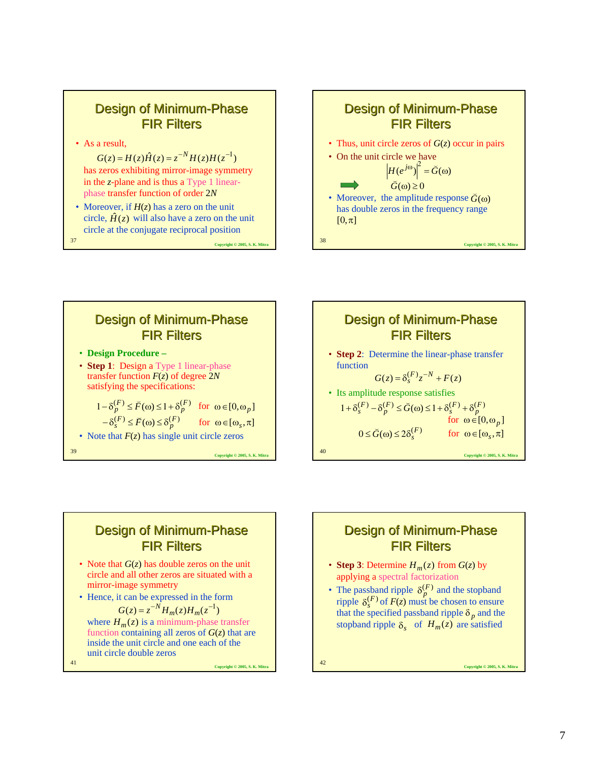## Design of Minimum-Phase FIR Filters

- As a result,

$$G(z) = H(z)\hat{H}(z) = z^{-N} H(z) H(z^{-1})$$

has zeros exhibiting mirror-image symmetry in the $z$-plane and is thus a Type 1 linear-phase transfer function of order $2N$

- Moreover, if $H(z)$ has a zero on the unit circle, $\hat{H}(z)$ will also have a zero on the unit circle at the conjugate reciprocal position

## Design of Minimum-Phase FIR Filters

- Thus, unit circle zeros of $G(z)$ occur in pairs
- On the unit circle we have

$$\left|H(e^{j\omega})\right|^2 = \breve{G}(\omega)$$

$$\Rightarrow \quad \breve{G}(\omega) \geq 0$$

- Moreover, the amplitude response $\breve{G}(\omega)$ has double zeros in the frequency range $[0, \pi]$

## Design of Minimum-Phase FIR Filters

- **Design Procedure –**
- **Step 1**: Design a Type 1 linear-phase transfer function $F(z)$ of degree $2N$ satisfying the specifications:

$$1 - \delta_p^{(F)} \leq \breve{F}(\omega) \leq 1 + \delta_p^{(F)} \quad \text{for} \quad \omega \in [0, \omega_p]$$

$$-\delta_s^{(F)} \leq \breve{F}(\omega) \leq \delta_p^{(F)} \quad \text{for} \quad \omega \in [\omega_s, \pi]$$

- Note that $F(z)$ has single unit circle zeros

## Design of Minimum-Phase FIR Filters

- **Step 2**: Determine the linear-phase transfer function

$$G(z) = \delta_s^{(F)} z^{-N} + F(z)$$

- Its amplitude response satisfies

$$1 + \delta_s^{(F)} - \delta_p^{(F)} \leq \breve{G}(\omega) \leq 1 + \delta_s^{(F)} + \delta_p^{(F)} \quad \text{for} \quad \omega \in [0, \omega_p]$$

$$0 \leq \breve{G}(\omega) \leq 2\delta_s^{(F)} \quad \text{for} \quad \omega \in [\omega_s, \pi]$$

## Design of Minimum-Phase FIR Filters

- Note that $G(z)$ has double zeros on the unit circle and all other zeros are situated with a mirror-image symmetry
- Hence, it can be expressed in the form

$$G(z) = z^{-N} H_m(z) H_m(z^{-1})$$

where $H_m(z)$ is a minimum-phase transfer function containing all zeros of $G(z)$ that are inside the unit circle and one each of the unit circle double zeros

## Design of Minimum-Phase FIR Filters

- **Step 3**: Determine $H_m(z)$ from $G(z)$ by applying a spectral factorization
- The passband ripple $\delta_p^{(F)}$ and the stopband ripple $\delta_s^{(F)}$ of $F(z)$ must be chosen to ensure that the specified passband ripple $\delta_p$ and the stopband ripple $\delta_s$ of $H_m(z)$ are satisfied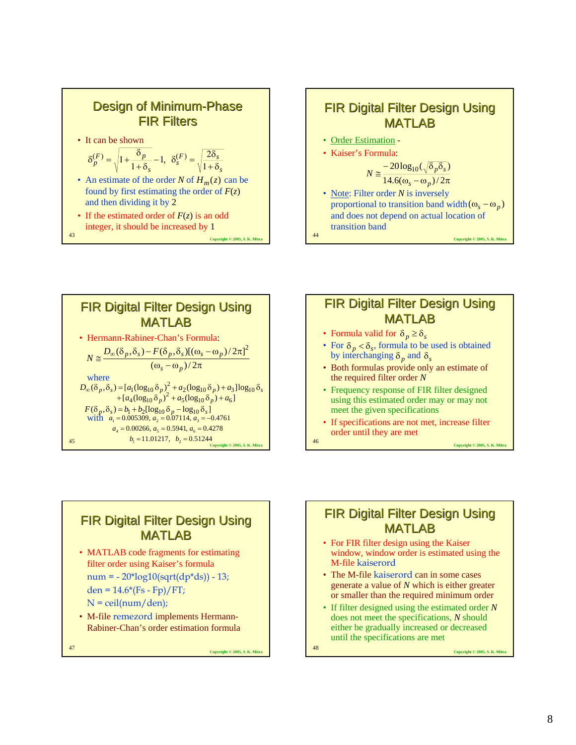## Design of Minimum-Phase FIR Filters

- It can be shown

$$\delta_p^{(F)} = \sqrt{1 + \frac{\delta_p}{1+\delta_s}} - 1, \quad \delta_s^{(F)} = \sqrt{\frac{2\delta_s}{1+\delta_s}}$$

- An estimate of the order $N$ of $H_m(z)$ can be found by first estimating the order of $F(z)$ and then dividing it by 2
- If the estimated order of $F(z)$ is an odd integer, it should be increased by 1

## FIR Digital Filter Design Using MATLAB

- Order Estimation -
- Kaiser's Formula:

$$N \cong \frac{-20\log_{10}(\sqrt{\delta_p \delta_s})}{14.6(\omega_s - \omega_p)/2\pi}$$

- Note: Filter order $N$ is inversely proportional to transition band width $(\omega_s - \omega_p)$ and does not depend on actual location of transition band

## FIR Digital Filter Design Using MATLAB

- Hermann-Rabiner-Chan's Formula:

$$N \cong \frac{D_\infty(\delta_p,\delta_s) - F(\delta_p,\delta_s)[(\omega_s - \omega_p)/2\pi]^2}{(\omega_s - \omega_p)/2\pi}$$

where

$$D_\infty(\delta_p,\delta_s) = [a_1(\log_{10}\delta_p)^2 + a_2(\log_{10}\delta_p) + a_3]\log_{10}\delta_s + [a_4(\log_{10}\delta_p)^2 + a_5(\log_{10}\delta_p) + a_6]$$

$$F(\delta_p,\delta_s) = b_1 + b_2[\log_{10}\delta_p - \log_{10}\delta_s]$$

with $a_1 = 0.005309$, $a_2 = 0.07114$, $a_3 = -0.4761$

$a_4 = 0.00266$, $a_5 = 0.5941$, $a_6 = 0.4278$

$b_1 = 11.01217$, $b_2 = 0.51244$

## FIR Digital Filter Design Using MATLAB

- Formula valid for $\delta_p \geq \delta_s$
- For $\delta_p < \delta_s$, formula to be used is obtained by interchanging $\delta_p$ and $\delta_s$
- Both formulas provide only an estimate of the required filter order $N$
- Frequency response of FIR filter designed using this estimated order may or may not meet the given specifications
- If specifications are not met, increase filter order until they are met

## FIR Digital Filter Design Using MATLAB

- MATLAB code fragments for estimating filter order using Kaiser's formula

```
num = - 20*log10(sqrt(dp*ds)) - 13;
den = 14.6*(Fs - Fp)/FT;
N = ceil(num/den);
```

- M-file remezord implements Hermann-Rabiner-Chan's order estimation formula

## FIR Digital Filter Design Using MATLAB

- For FIR filter design using the Kaiser window, window order is estimated using the M-file kaiserord
- The M-file kaiserord can in some cases generate a value of $N$ which is either greater or smaller than the required minimum order
- If filter designed using the estimated order $N$ does not meet the specifications, $N$ should either be gradually increased or decreased until the specifications are met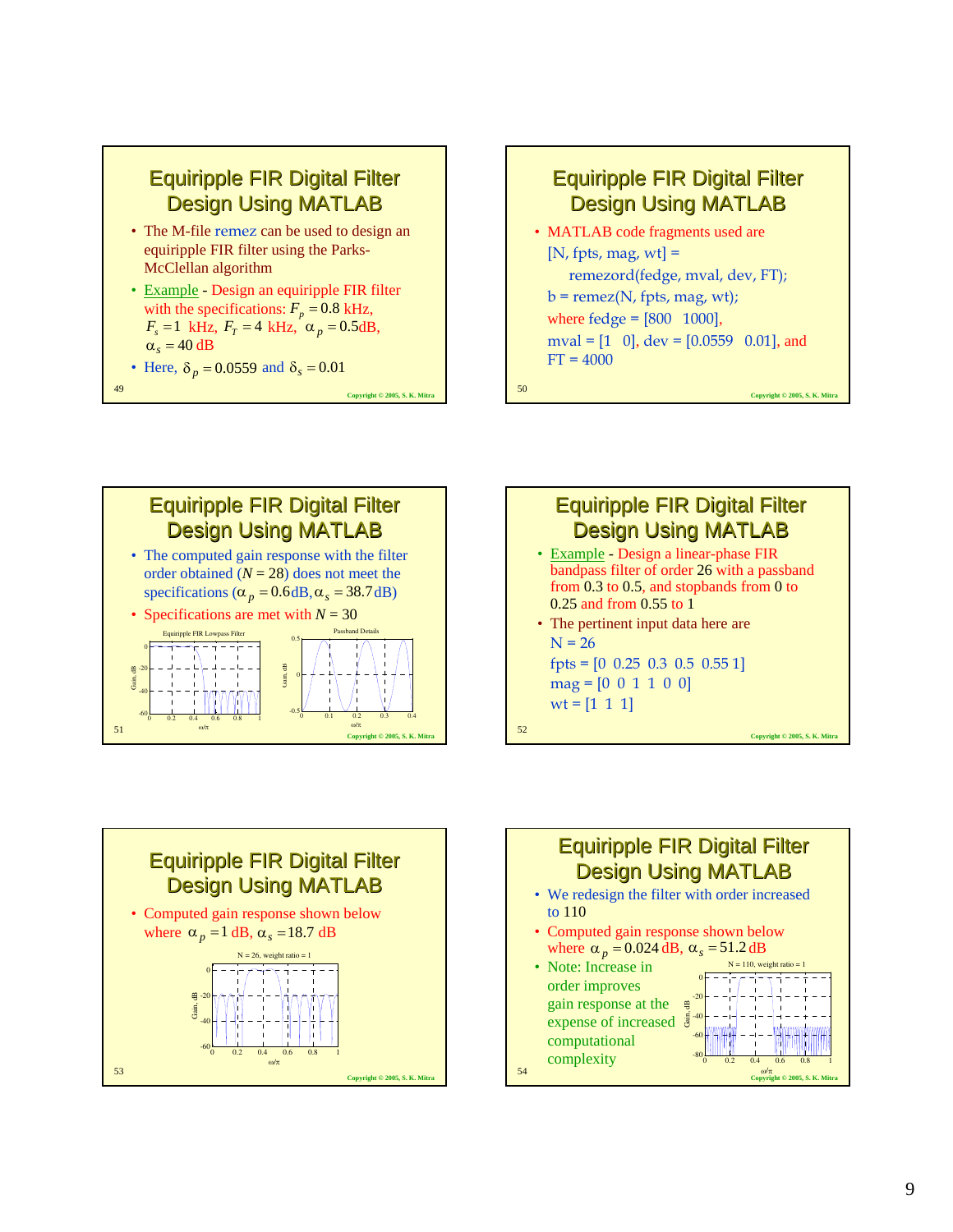## Equiripple FIR Digital Filter Design Using MATLAB

- The M-file remez can be used to design an equiripple FIR filter using the Parks-McClellan algorithm
- Example - Design an equiripple FIR filter with the specifications: $F_p = 0.8$ kHz, $F_s = 1$ kHz, $F_T = 4$ kHz, $\alpha_p = 0.5$dB, $\alpha_s = 40$ dB
- Here, $\delta_p = 0.0559$ and $\delta_s = 0.01$

## Equiripple FIR Digital Filter Design Using MATLAB

- MATLAB code fragments used are

```
[N, fpts, mag, wt] =
    remezord(fedge, mval, dev, FT);
b = remez(N, fpts, mag, wt);
```

where fedge = [800  1000], mval = [1  0], dev = [0.0559  0.01], and FT = 4000

## Equiripple FIR Digital Filter Design Using MATLAB

- The computed gain response with the filter order obtained ($N$ = 28) does not meet the specifications ($\alpha_p = 0.6$dB, $\alpha_s = 38.7$dB)
- Specifications are met with $N$ = 30

## Equiripple FIR Digital Filter Design Using MATLAB

- Example - Design a linear-phase FIR bandpass filter of order 26 with a passband from 0.3 to 0.5, and stopbands from 0 to 0.25 and from 0.55 to 1
- The pertinent input data here are

```
N = 26
fpts = [0  0.25  0.3  0.5  0.55 1]
mag = [0  0  1  1  0  0]
wt = [1  1  1]
```

## Equiripple FIR Digital Filter Design Using MATLAB

- Computed gain response shown below where $\alpha_p = 1$ dB, $\alpha_s = 18.7$ dB

## Equiripple FIR Digital Filter Design Using MATLAB

- We redesign the filter with order increased to 110
- Computed gain response shown below where $\alpha_p = 0.024$ dB, $\alpha_s = 51.2$ dB
- Note: Increase in order improves gain response at the expense of increased computational complexity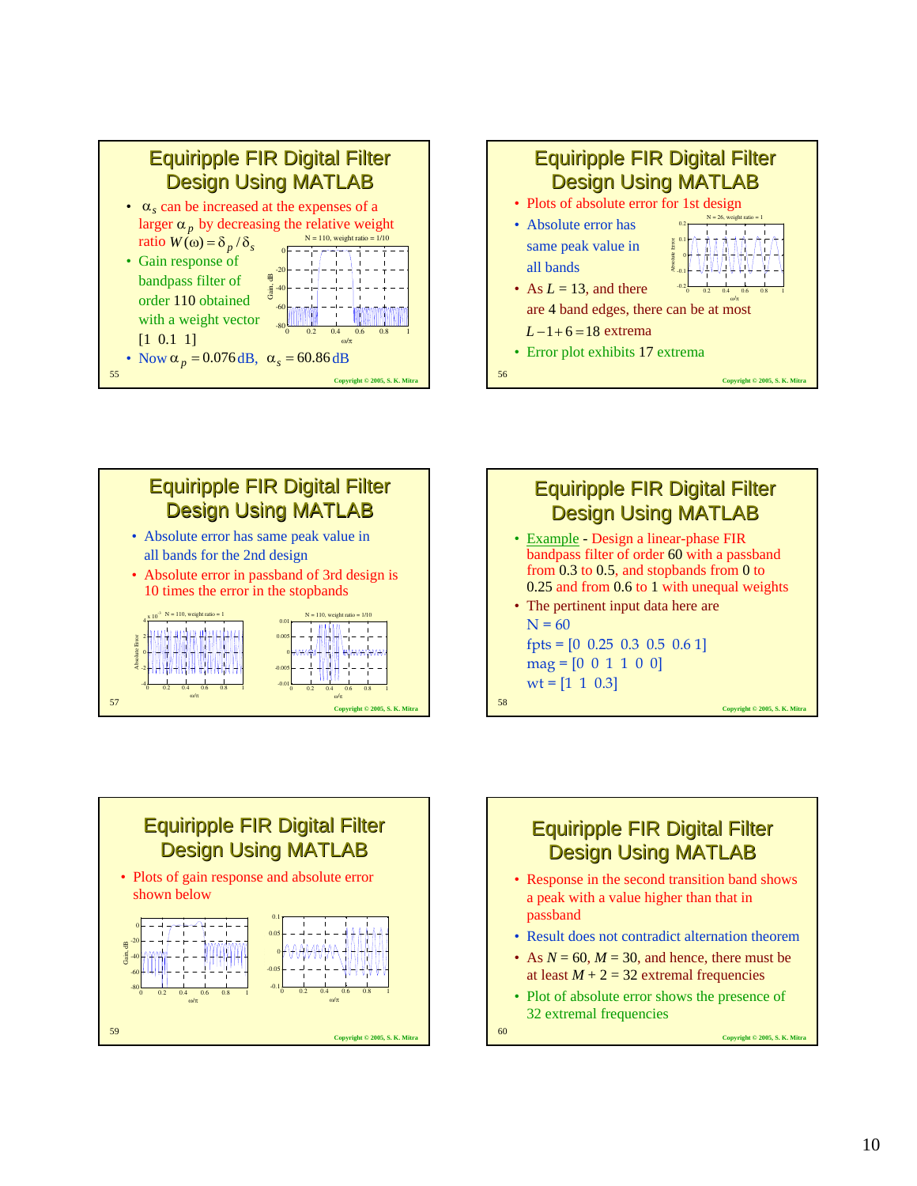## Equiripple FIR Digital Filter Design Using MATLAB

- $\alpha_s$ can be increased at the expenses of a larger $\alpha_p$ by decreasing the relative weight ratio $W(\omega) = \delta_p / \delta_s$
- Gain response of bandpass filter of order 110 obtained with a weight vector [1 0.1 1]
- Now $\alpha_p = 0.076$ dB, $\alpha_s = 60.86$ dB

## Equiripple FIR Digital Filter Design Using MATLAB

- Plots of absolute error for 1st design
- Absolute error has same peak value in all bands
- As $L$ = 13, and there are 4 band edges, there can be at most $L - 1 + 6 = 18$ extrema
- Error plot exhibits 17 extrema

## Equiripple FIR Digital Filter Design Using MATLAB

- Absolute error has same peak value in all bands for the 2nd design
- Absolute error in passband of 3rd design is 10 times the error in the stopbands

## Equiripple FIR Digital Filter Design Using MATLAB

- Example - Design a linear-phase FIR bandpass filter of order 60 with a passband from 0.3 to 0.5, and stopbands from 0 to 0.25 and from 0.6 to 1 with unequal weights
- The pertinent input data here are

```
N = 60
fpts = [0  0.25  0.3  0.5  0.6 1]
mag = [0  0  1  1  0  0]
wt = [1  1  0.3]
```

## Equiripple FIR Digital Filter Design Using MATLAB

- Plots of gain response and absolute error shown below

## Equiripple FIR Digital Filter Design Using MATLAB

- Response in the second transition band shows a peak with a value higher than that in passband
- Result does not contradict alternation theorem
- As $N$ = 60, $M$ = 30, and hence, there must be at least $M + 2$ = 32 extremal frequencies
- Plot of absolute error shows the presence of 32 extremal frequencies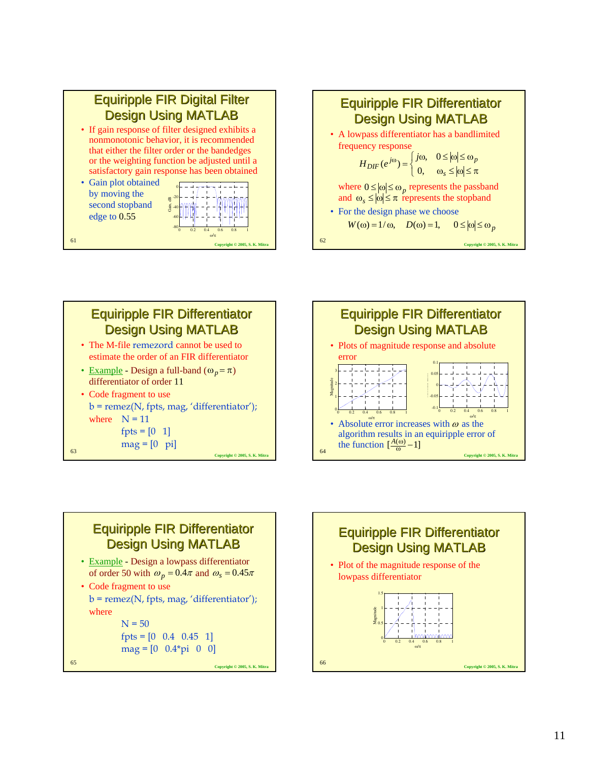## Equiripple FIR Digital Filter Design Using MATLAB

- If gain response of filter designed exhibits a nonmonotonic behavior, it is recommended that either the filter order or the bandedges or the weighting function be adjusted until a satisfactory gain response has been obtained
- Gain plot obtained by moving the second stopband edge to 0.55

## Equiripple FIR Differentiator Design Using MATLAB

- A lowpass differentiator has a bandlimited frequency response

$$H_{DIF}(e^{j\omega}) = \begin{cases} j\omega, & 0 \le |\omega| \le \omega_p \\ 0, & \omega_s \le |\omega| \le \pi \end{cases}$$

where $0 \le |\omega| \le \omega_p$ represents the passband and $\omega_s \le |\omega| \le \pi$ represents the stopband

- For the design phase we choose

$$W(\omega) = 1/\omega, \quad D(\omega) = 1, \quad 0 \le |\omega| \le \omega_p$$

## Equiripple FIR Differentiator Design Using MATLAB

- The M-file remezord cannot be used to estimate the order of an FIR differentiator
- Example - Design a full-band ($\omega_p = \pi$) differentiator of order 11
- Code fragment to use

```
b = remez(N, fpts, mag, 'differentiator');
where   N = 11
        fpts = [0  1]
        mag = [0  pi]
```

## Equiripple FIR Differentiator Design Using MATLAB

- Plots of magnitude response and absolute error
- Absolute error increases with $\omega$ as the algorithm results in an equiripple error of the function $[\frac{A(\omega)}{\omega} - 1]$

## Equiripple FIR Differentiator Design Using MATLAB

- Example - Design a lowpass differentiator of order 50 with $\omega_p = 0.4\pi$ and $\omega_s = 0.45\pi$
- Code fragment to use

```
b = remez(N, fpts, mag, 'differentiator');
where
        N = 50
        fpts = [0  0.4  0.45  1]
        mag = [0  0.4*pi  0  0]
```

## Equiripple FIR Differentiator Design Using MATLAB

- Plot of the magnitude response of the lowpass differentiator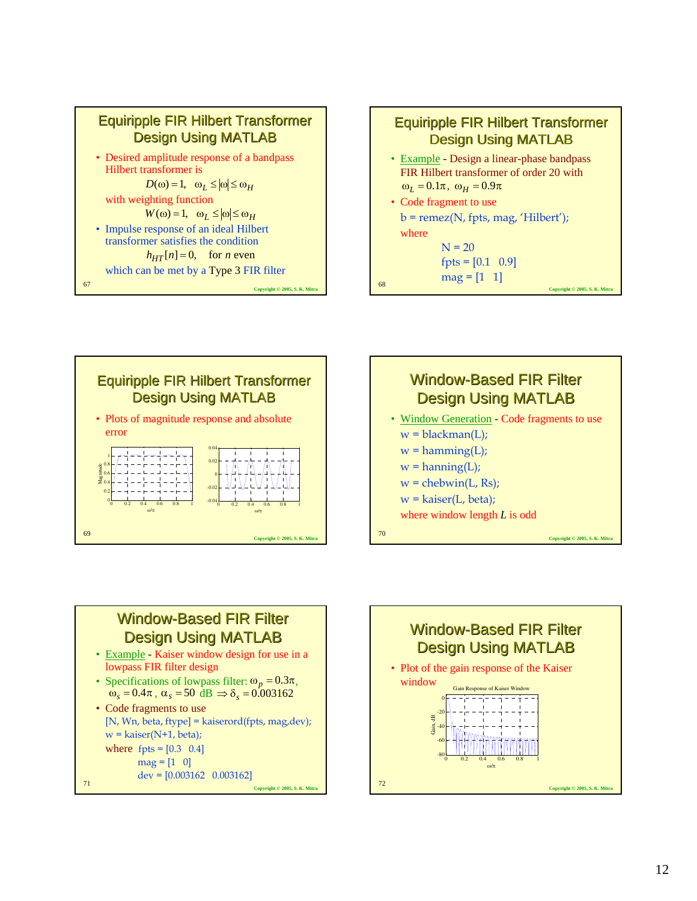## Equiripple FIR Hilbert Transformer Design Using MATLAB

- Desired amplitude response of a bandpass Hilbert transformer is

$$D(\omega) = 1, \quad \omega_L \le |\omega| \le \omega_H$$

with weighting function

$$W(\omega) = 1, \quad \omega_L \le |\omega| \le \omega_H$$

- Impulse response of an ideal Hilbert transformer satisfies the condition

$$h_{HT}[n] = 0, \quad \text{for } n \text{ even}$$

which can be met by a Type 3 FIR filter

## Equiripple FIR Hilbert Transformer Design Using MATLAB

- Example - Design a linear-phase bandpass FIR Hilbert transformer of order 20 with $\omega_L = 0.1\pi, \ \omega_H = 0.9\pi$
- Code fragment to use

```
b = remez(N, fpts, mag, 'Hilbert');
```

where

```
N = 20
fpts = [0.1  0.9]
mag = [1  1]
```

## Equiripple FIR Hilbert Transformer Design Using MATLAB

- Plots of magnitude response and absolute error

## Window-Based FIR Filter Design Using MATLAB

- Window Generation - Code fragments to use

```
w = blackman(L);
w = hamming(L);
w = hanning(L);
w = chebwin(L, Rs);
w = kaiser(L, beta);
```

where window length $L$ is odd

## Window-Based FIR Filter Design Using MATLAB

- Example - Kaiser window design for use in a lowpass FIR filter design
- Specifications of lowpass filter: $\omega_p = 0.3\pi$, $\omega_s = 0.4\pi$, $\alpha_s = 50$ dB $\Rightarrow \delta_s = 0.003162$
- Code fragments to use

```
[N, Wn, beta, ftype] = kaiserord(fpts, mag,dev);
w = kaiser(N+1, beta);
```

where

```
fpts = [0.3  0.4]
mag = [1  0]
dev = [0.003162  0.003162]
```

## Window-Based FIR Filter Design Using MATLAB

- Plot of the gain response of the Kaiser window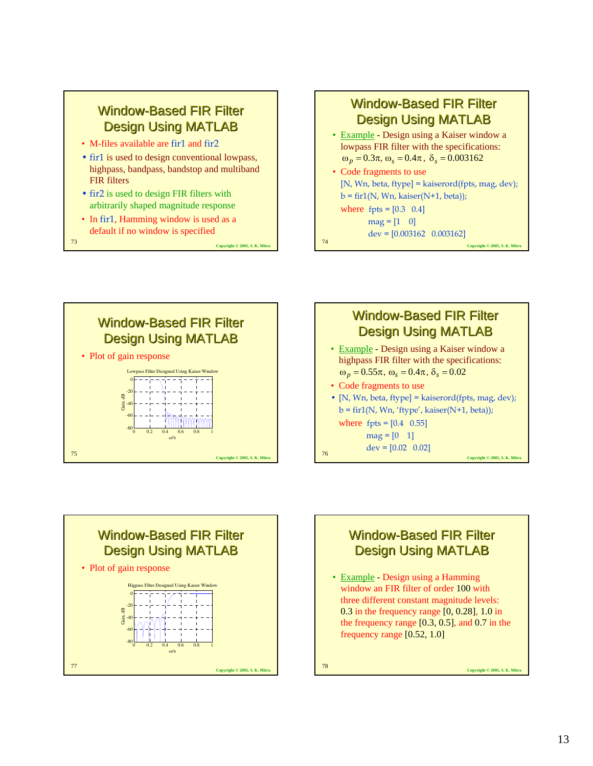## Window-Based FIR Filter Design Using MATLAB

- M-files available are fir1 and fir2
- fir1 is used to design conventional lowpass, highpass, bandpass, bandstop and multiband FIR filters
- fir2 is used to design FIR filters with arbitrarily shaped magnitude response
- In fir1, Hamming window is used as a default if no window is specified

## Window-Based FIR Filter Design Using MATLAB

- Example - Design using a Kaiser window a lowpass FIR filter with the specifications: $\omega_p = 0.3\pi$, $\omega_s = 0.4\pi$, $\delta_s = 0.003162$
- Code fragments to use

```
[N, Wn, beta, ftype] = kaiserord(fpts, mag, dev);
b = fir1(N, Wn, kaiser(N+1, beta));
```

where

```
fpts = [0.3   0.4]
mag = [1   0]
dev = [0.003162   0.003162]
```

## Window-Based FIR Filter Design Using MATLAB

- Plot of gain response

Lowpass Filter Designed Using Kaiser Window

## Window-Based FIR Filter Design Using MATLAB

- Example - Design using a Kaiser window a highpass FIR filter with the specifications: $\omega_p = 0.55\pi$, $\omega_s = 0.4\pi$, $\delta_s = 0.02$
- Code fragments to use

```
[N, Wn, beta, ftype] = kaiserord(fpts, mag, dev);
b = fir1(N, Wn, 'ftype', kaiser(N+1, beta));
```

where

```
fpts = [0.4   0.55]
mag = [0   1]
dev = [0.02   0.02]
```

## Window-Based FIR Filter Design Using MATLAB

- Plot of gain response

Higpass Filter Designed Using Kaiser Window

## Window-Based FIR Filter Design Using MATLAB

- Example - Design using a Hamming window an FIR filter of order 100 with three different constant magnitude levels: 0.3 in the frequency range [0, 0.28], 1.0 in the frequency range [0.3, 0.5], and 0.7 in the frequency range [0.52, 1.0]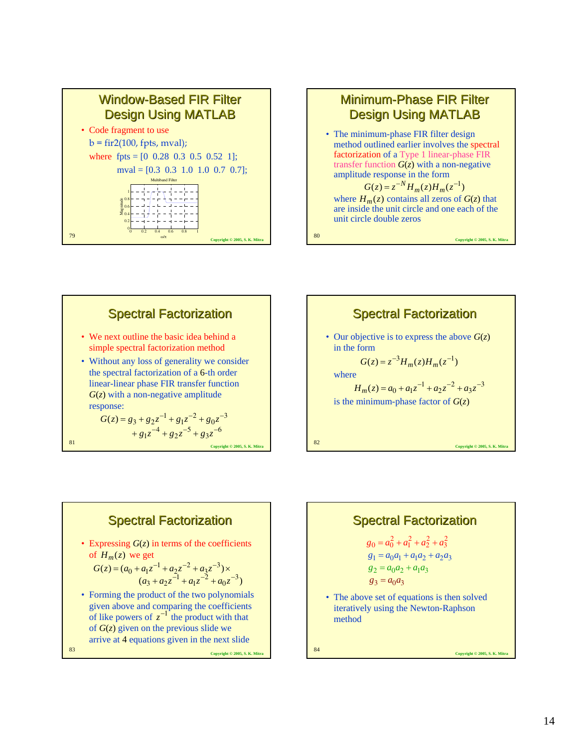## Window-Based FIR Filter Design Using MATLAB

- Code fragment to use

```
b = fir2(100, fpts, mval);
```

where `fpts = [0 0.28 0.3 0.5 0.52 1];`

`mval = [0.3 0.3 1.0 1.0 0.7 0.7];`

Multiband Filter

(Plot: Magnitude vs. ω/π)

## Minimum-Phase FIR Filter Design Using MATLAB

- The minimum-phase FIR filter design method outlined earlier involves the spectral factorization of a Type 1 linear-phase FIR transfer function $G(z)$ with a non-negative amplitude response in the form

$$G(z) = z^{-N} H_m(z) H_m(z^{-1})$$

where $H_m(z)$ contains all zeros of $G(z)$ that are inside the unit circle and one each of the unit circle double zeros

## Spectral Factorization

- We next outline the basic idea behind a simple spectral factorization method
- Without any loss of generality we consider the spectral factorization of a 6-th order linear-linear phase FIR transfer function $G(z)$ with a non-negative amplitude response:

$$G(z) = g_3 + g_2 z^{-1} + g_1 z^{-2} + g_0 z^{-3} + g_1 z^{-4} + g_2 z^{-5} + g_3 z^{-6}$$

## Spectral Factorization

- Our objective is to express the above $G(z)$ in the form

$$G(z) = z^{-3} H_m(z) H_m(z^{-1})$$

where

$$H_m(z) = a_0 + a_1 z^{-1} + a_2 z^{-2} + a_3 z^{-3}$$

is the minimum-phase factor of $G(z)$

## Spectral Factorization

- Expressing $G(z)$ in terms of the coefficients of $H_m(z)$ we get

$$G(z) = (a_0 + a_1 z^{-1} + a_2 z^{-2} + a_3 z^{-3}) \times (a_3 + a_2 z^{-1} + a_1 z^{-2} + a_0 z^{-3})$$

- Forming the product of the two polynomials given above and comparing the coefficients of like powers of $z^{-1}$ the product with that of $G(z)$ given on the previous slide we arrive at 4 equations given in the next slide

## Spectral Factorization

$$g_0 = a_0^2 + a_1^2 + a_2^2 + a_3^2$$
$$g_1 = a_0 a_1 + a_1 a_2 + a_2 a_3$$
$$g_2 = a_0 a_2 + a_1 a_3$$
$$g_3 = a_0 a_3$$

- The above set of equations is then solved iteratively using the Newton-Raphson method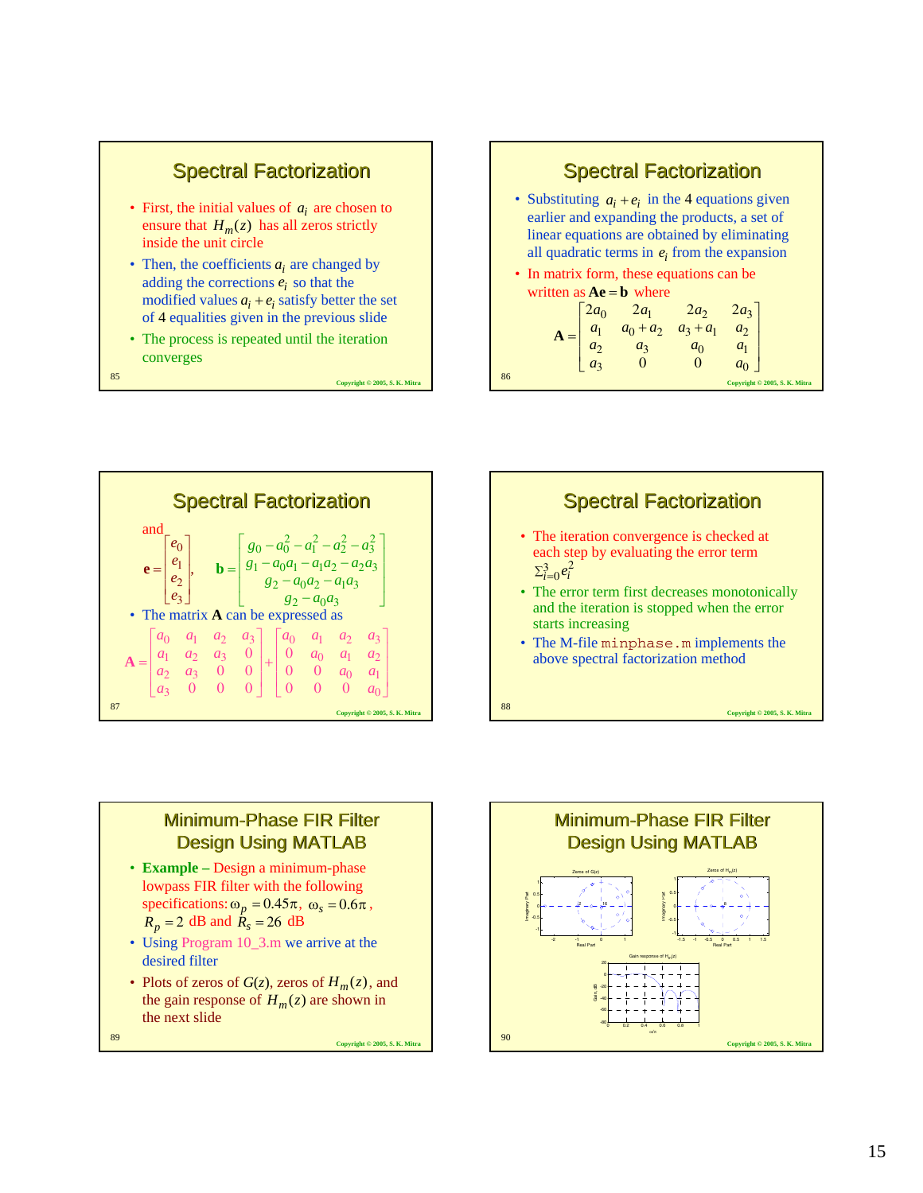## Spectral Factorization

- First, the initial values of $a_i$ are chosen to ensure that $H_m(z)$ has all zeros strictly inside the unit circle
- Then, the coefficients $a_i$ are changed by adding the corrections $e_i$ so that the modified values $a_i + e_i$ satisfy better the set of 4 equalities given in the previous slide
- The process is repeated until the iteration converges

## Spectral Factorization

- Substituting $a_i + e_i$ in the 4 equations given earlier and expanding the products, a set of linear equations are obtained by eliminating all quadratic terms in $e_i$ from the expansion
- In matrix form, these equations can be written as $\mathbf{Ae} = \mathbf{b}$ where

$$\mathbf{A} = \begin{bmatrix} 2a_0 & 2a_1 & 2a_2 & 2a_3 \\ a_1 & a_0 + a_2 & a_3 + a_1 & a_2 \\ a_2 & a_3 & a_0 & a_1 \\ a_3 & 0 & 0 & a_0 \end{bmatrix}$$

## Spectral Factorization

and

$$\mathbf{e} = \begin{bmatrix} e_0 \\ e_1 \\ e_2 \\ e_3 \end{bmatrix}, \quad \mathbf{b} = \begin{bmatrix} g_0 - a_0^2 - a_1^2 - a_2^2 - a_3^2 \\ g_1 - a_0 a_1 - a_1 a_2 - a_2 a_3 \\ g_2 - a_0 a_2 - a_1 a_3 \\ g_2 - a_0 a_3 \end{bmatrix}$$

- The matrix $\mathbf{A}$ can be expressed as

$$\mathbf{A} = \begin{bmatrix} a_0 & a_1 & a_2 & a_3 \\ a_1 & a_2 & a_3 & 0 \\ a_2 & a_3 & 0 & 0 \\ a_3 & 0 & 0 & 0 \end{bmatrix} + \begin{bmatrix} a_0 & a_1 & a_2 & a_3 \\ 0 & a_0 & a_1 & a_2 \\ 0 & 0 & a_0 & a_1 \\ 0 & 0 & 0 & a_0 \end{bmatrix}$$

## Spectral Factorization

- The iteration convergence is checked at each step by evaluating the error term $\Sigma_{i=0}^{3} e_i^2$
- The error term first decreases monotonically and the iteration is stopped when the error starts increasing
- The M-file `minphase.m` implements the above spectral factorization method

## Minimum-Phase FIR Filter Design Using MATLAB

- **Example –** Design a minimum-phase lowpass FIR filter with the following specifications: $\omega_p = 0.45\pi$, $\omega_s = 0.6\pi$, $R_p = 2$ dB and $R_s = 26$ dB
- Using Program 10_3.m we arrive at the desired filter
- Plots of zeros of $G(z)$, zeros of $H_m(z)$, and the gain response of $H_m(z)$ are shown in the next slide

## Minimum-Phase FIR Filter Design Using MATLAB

Zeros of G(z) — Zeros of $H_m(z)$ — Gain response of $H_m(z)$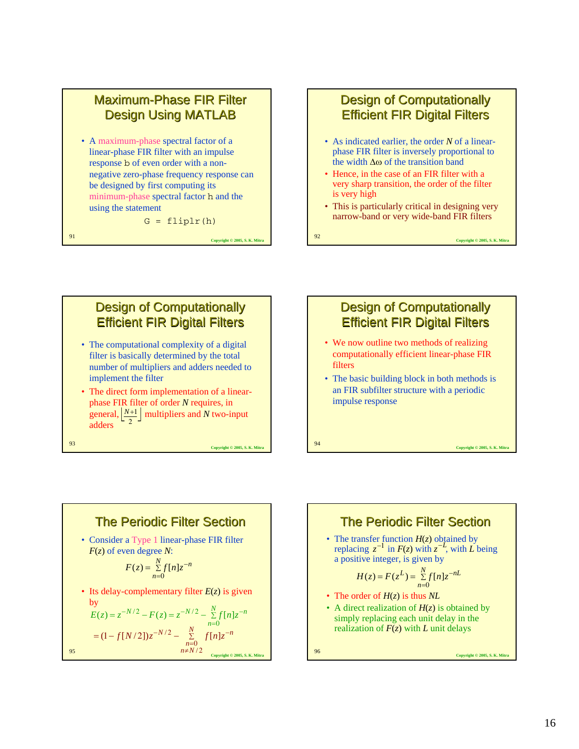## Maximum-Phase FIR Filter Design Using MATLAB

- A maximum-phase spectral factor of a linear-phase FIR filter with an impulse response `b` of even order with a non-negative zero-phase frequency response can be designed by first computing its minimum-phase spectral factor `h` and the using the statement

```
G = fliplr(h)
```

## Design of Computationally Efficient FIR Digital Filters

- As indicated earlier, the order $N$ of a linear-phase FIR filter is inversely proportional to the width $\Delta\omega$ of the transition band
- Hence, in the case of an FIR filter with a very sharp transition, the order of the filter is very high
- This is particularly critical in designing very narrow-band or very wide-band FIR filters

## Design of Computationally Efficient FIR Digital Filters

- The computational complexity of a digital filter is basically determined by the total number of multipliers and adders needed to implement the filter
- The direct form implementation of a linear-phase FIR filter of order $N$ requires, in general, $\left\lfloor \frac{N+1}{2} \right\rfloor$ multipliers and $N$ two-input adders

## Design of Computationally Efficient FIR Digital Filters

- We now outline two methods of realizing computationally efficient linear-phase FIR filters
- The basic building block in both methods is an FIR subfilter structure with a periodic impulse response

## The Periodic Filter Section

- Consider a Type 1 linear-phase FIR filter $F(z)$ of even degree $N$:

$$F(z) = \sum_{n=0}^{N} f[n] z^{-n}$$

- Its delay-complementary filter $E(z)$ is given by

$$E(z) = z^{-N/2} - F(z) = z^{-N/2} - \sum_{n=0}^{N} f[n] z^{-n}$$

$$= (1 - f[N/2]) z^{-N/2} - \sum_{\substack{n=0 \\ n \neq N/2}}^{N} f[n] z^{-n}$$

## The Periodic Filter Section

- The transfer function $H(z)$ obtained by replacing $z^{-1}$ in $F(z)$ with $z^{-L}$, with $L$ being a positive integer, is given by

$$H(z) = F(z^L) = \sum_{n=0}^{N} f[n] z^{-nL}$$

- The order of $H(z)$ is thus $NL$
- A direct realization of $H(z)$ is obtained by simply replacing each unit delay in the realization of $F(z)$ with $L$ unit delays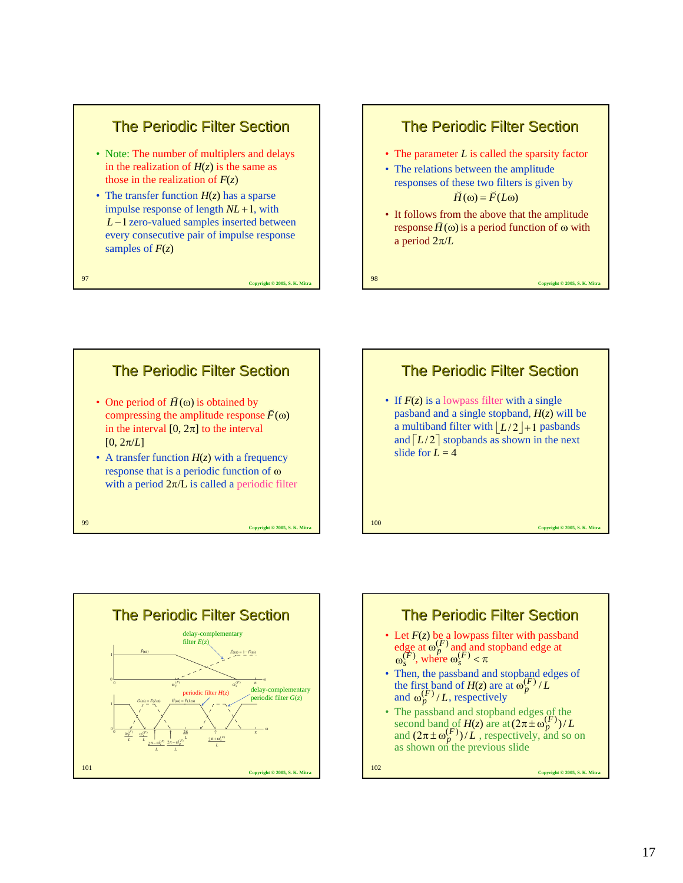## The Periodic Filter Section

- Note: The number of multipliers and delays in the realization of $H(z)$ is the same as those in the realization of $F(z)$
- The transfer function $H(z)$ has a sparse impulse response of length $NL+1$, with $L-1$ zero-valued samples inserted between every consecutive pair of impulse response samples of $F(z)$

## The Periodic Filter Section

- The parameter $L$ is called the sparsity factor
- The relations between the amplitude responses of these two filters is given by

$$\breve{H}(\omega) = \breve{F}(L\omega)$$

- It follows from the above that the amplitude response $\breve{H}(\omega)$ is a period function of $\omega$ with a period $2\pi/L$

## The Periodic Filter Section

- One period of $\breve{H}(\omega)$ is obtained by compressing the amplitude response $\breve{F}(\omega)$ in the interval $[0, 2\pi]$ to the interval $[0, 2\pi/L]$
- A transfer function $H(z)$ with a frequency response that is a periodic function of $\omega$ with a period $2\pi/L$ is called a periodic filter

## The Periodic Filter Section

- If $F(z)$ is a lowpass filter with a single pasband and a single stopband, $H(z)$ will be a multiband filter with $\lfloor L/2 \rfloor + 1$ pasbands and $\lceil L/2 \rceil$ stopbands as shown in the next slide for $L = 4$

## The Periodic Filter Section

delay-complementary filter $E(z)$

$F(\omega)$, $\breve{E}(\omega) = 1 - \breve{F}(\omega)$, $\omega_p^{(F)}$, $\omega_s^{(F)}$, $\pi$, $\omega$

periodic filter $H(z)$ — delay-complementary periodic filter $G(z)$

$\breve{G}(\omega) = \breve{E}(L\omega)$, $\breve{H}(\omega) = \breve{F}(L\omega)$

$\frac{\omega_p^{(F)}}{L}$, $\frac{\omega_s^{(F)}}{L}$, $\frac{2\pi - \omega_s^{(F)}}{L}$, $\frac{2\pi - \omega_p^{(F)}}{L}$, $\frac{2\pi}{L}$, $\frac{2\pi + \omega_p^{(F)}}{L}$, $\pi$, $\omega$

## The Periodic Filter Section

- Let $F(z)$ be a lowpass filter with passband edge at $\omega_p^{(F)}$ and and stopband edge at $\omega_s^{(F)}$, where $\omega_s^{(F)} < \pi$
- Then, the passband and stopband edges of the first band of $H(z)$ are at $\omega_p^{(F)}/L$ and $\omega_s^{(F)}/L$, respectively
- The passband and stopband edges of the second band of $H(z)$ are at $(2\pi \pm \omega_p^{(F)})/L$ and $(2\pi \pm \omega_p^{(F)})/L$, respectively, and so on as shown on the previous slide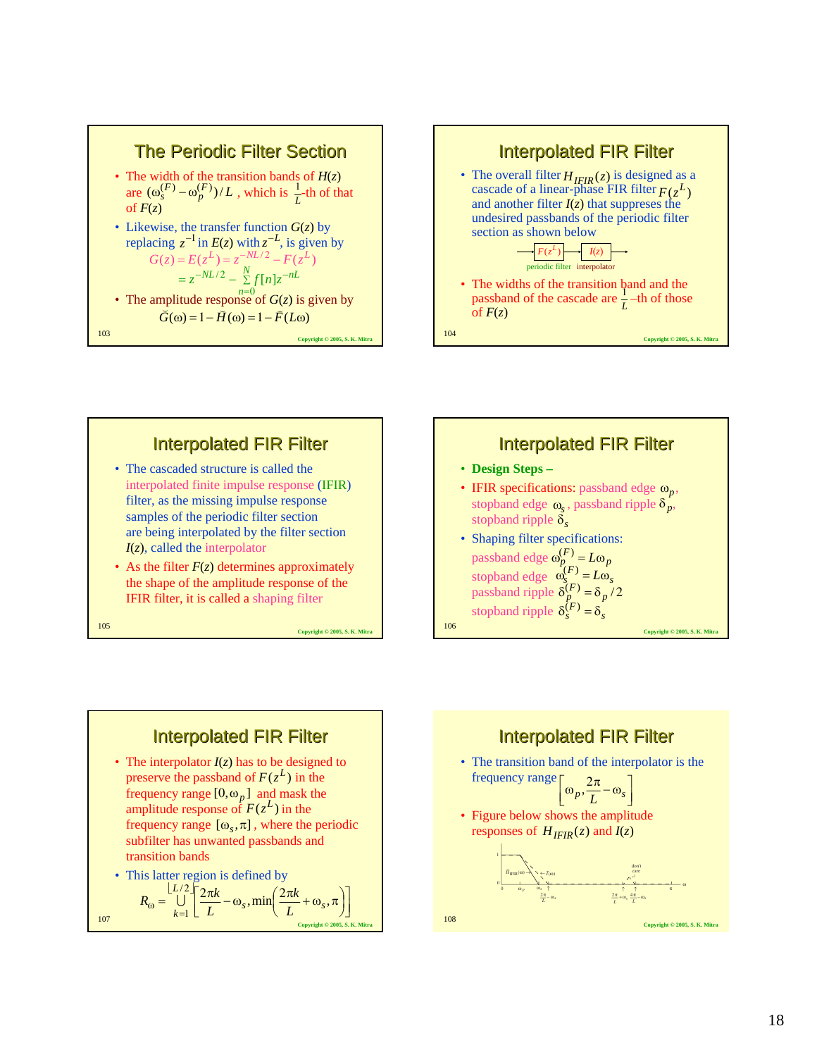## The Periodic Filter Section

- The width of the transition bands of $H(z)$ are $(\omega_s^{(F)} - \omega_p^{(F)})/L$ , which is $\frac{1}{L}$-th of that of $F(z)$
- Likewise, the transfer function $G(z)$ by replacing $z^{-1}$ in $E(z)$ with $z^{-L}$, is given by

$$G(z) = E(z^L) = z^{-NL/2} - F(z^L)$$
$$= z^{-NL/2} - \sum_{n=0}^{N} f[n] z^{-nL}$$

- The amplitude response of $G(z)$ is given by

$$\breve{G}(\omega) = 1 - \breve{H}(\omega) = 1 - \breve{F}(L\omega)$$

## Interpolated FIR Filter

- The overall filter $H_{IFIR}(z)$ is designed as a cascade of a linear-phase FIR filter $F(z^L)$ and another filter $I(z)$ that suppresses the undesired passbands of the periodic filter section as shown below

$\rightarrow$ $F(z^L)$ (periodic filter) $\rightarrow$ $I(z)$ (interpolator) $\rightarrow$

- The widths of the transition band and the passband of the cascade are $\frac{1}{L}$–th of those of $F(z)$

## Interpolated FIR Filter

- The cascaded structure is called the interpolated finite impulse response (IFIR) filter, as the missing impulse response samples of the periodic filter section are being interpolated by the filter section $I(z)$, called the interpolator
- As the filter $F(z)$ determines approximately the shape of the amplitude response of the IFIR filter, it is called a shaping filter

## Interpolated FIR Filter

- **Design Steps –**
- IFIR specifications: passband edge $\omega_p$, stopband edge $\omega_s$, passband ripple $\delta_p$, stopband ripple $\delta_s$
- Shaping filter specifications:

  passband edge $\omega_p^{(F)} = L\omega_p$

  stopband edge $\omega_s^{(F)} = L\omega_s$

  passband ripple $\delta_p^{(F)} = \delta_p/2$

  stopband ripple $\delta_s^{(F)} = \delta_s$

## Interpolated FIR Filter

- The interpolator $I(z)$ has to be designed to preserve the passband of $F(z^L)$ in the frequency range $[0, \omega_p]$ and mask the amplitude response of $F(z^L)$ in the frequency range $[\omega_s, \pi]$, where the periodic subfilter has unwanted passbands and transition bands
- This latter region is defined by

$$R_\omega = \bigcup_{k=1}^{\lfloor L/2 \rfloor} \left[ \frac{2\pi k}{L} - \omega_s, \min\left( \frac{2\pi k}{L} + \omega_s, \pi \right) \right]$$

## Interpolated FIR Filter

- The transition band of the interpolator is the frequency range $\left[ \omega_p, \frac{2\pi}{L} - \omega_s \right]$
- Figure below shows the amplitude responses of $H_{IFIR}(z)$ and $I(z)$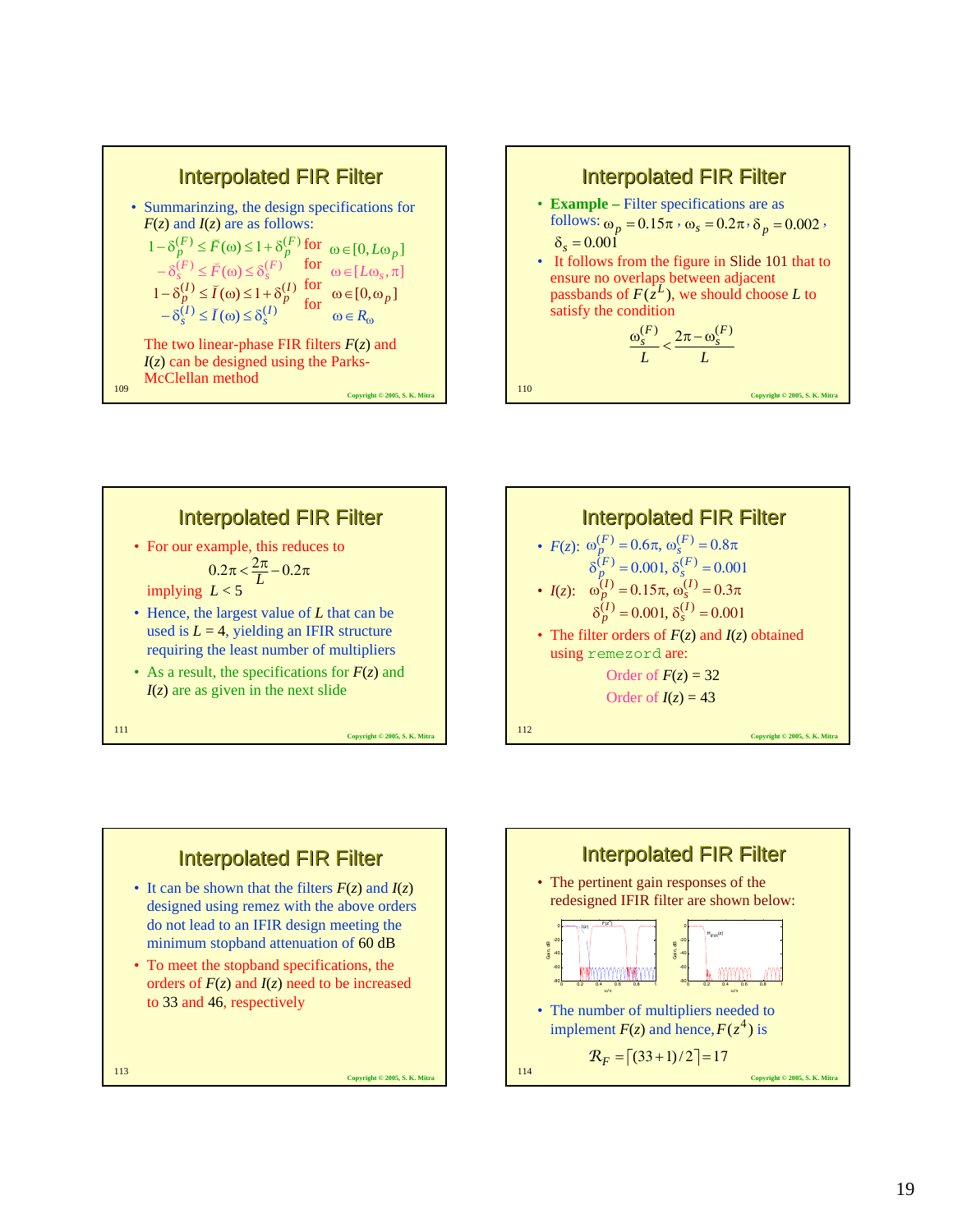## Interpolated FIR Filter

- Summarinzing, the design specifications for $F(z)$ and $I(z)$ are as follows:

$$1-\delta_p^{(F)} \le \breve{F}(\omega) \le 1+\delta_p^{(F)} \text{ for } \omega \in [0, L\omega_p]$$
$$-\delta_s^{(F)} \le \breve{F}(\omega) \le \delta_s^{(F)} \text{ for } \omega \in [L\omega_s, \pi]$$
$$1-\delta_p^{(I)} \le \breve{I}(\omega) \le 1+\delta_p^{(I)} \text{ for } \omega \in [0, \omega_p]$$
$$-\delta_s^{(I)} \le \breve{I}(\omega) \le \delta_s^{(I)} \text{ for } \omega \in R_\omega$$

The two linear-phase FIR filters $F(z)$ and $I(z)$ can be designed using the Parks-McClellan method

## Interpolated FIR Filter

- **Example** – Filter specifications are as follows: $\omega_p = 0.15\pi$, $\omega_s = 0.2\pi$, $\delta_p = 0.002$, $\delta_s = 0.001$
- It follows from the figure in Slide 101 that to ensure no overlaps between adjacent passbands of $F(z^L)$, we should choose $L$ to satisfy the condition

$$\frac{\omega_s^{(F)}}{L} < \frac{2\pi - \omega_s^{(F)}}{L}$$

## Interpolated FIR Filter

- For our example, this reduces to

$$0.2\pi < \frac{2\pi}{L} - 0.2\pi$$

implying $L < 5$

- Hence, the largest value of $L$ that can be used is $L = 4$, yielding an IFIR structure requiring the least number of multipliers
- As a result, the specifications for $F(z)$ and $I(z)$ are as given in the next slide

## Interpolated FIR Filter

- $F(z)$: $\omega_p^{(F)} = 0.6\pi$, $\omega_s^{(F)} = 0.8\pi$
  $\delta_p^{(F)} = 0.001$, $\delta_s^{(F)} = 0.001$
- $I(z)$: $\omega_p^{(I)} = 0.15\pi$, $\omega_s^{(I)} = 0.3\pi$
  $\delta_p^{(I)} = 0.001$, $\delta_s^{(I)} = 0.001$
- The filter orders of $F(z)$ and $I(z)$ obtained using `remezord` are:

  Order of $F(z) = 32$

  Order of $I(z) = 43$

## Interpolated FIR Filter

- It can be shown that the filters $F(z)$ and $I(z)$ designed using remez with the above orders do not lead to an IFIR design meeting the minimum stopband attenuation of 60 dB
- To meet the stopband specifications, the orders of $F(z)$ and $I(z)$ need to be increased to 33 and 46, respectively

## Interpolated FIR Filter

- The pertinent gain responses of the redesigned IFIR filter are shown below:

- The number of multipliers needed to implement $F(z)$ and hence, $F(z^4)$ is

$$\mathcal{R}_F = \lceil (33+1)/2 \rceil = 17$$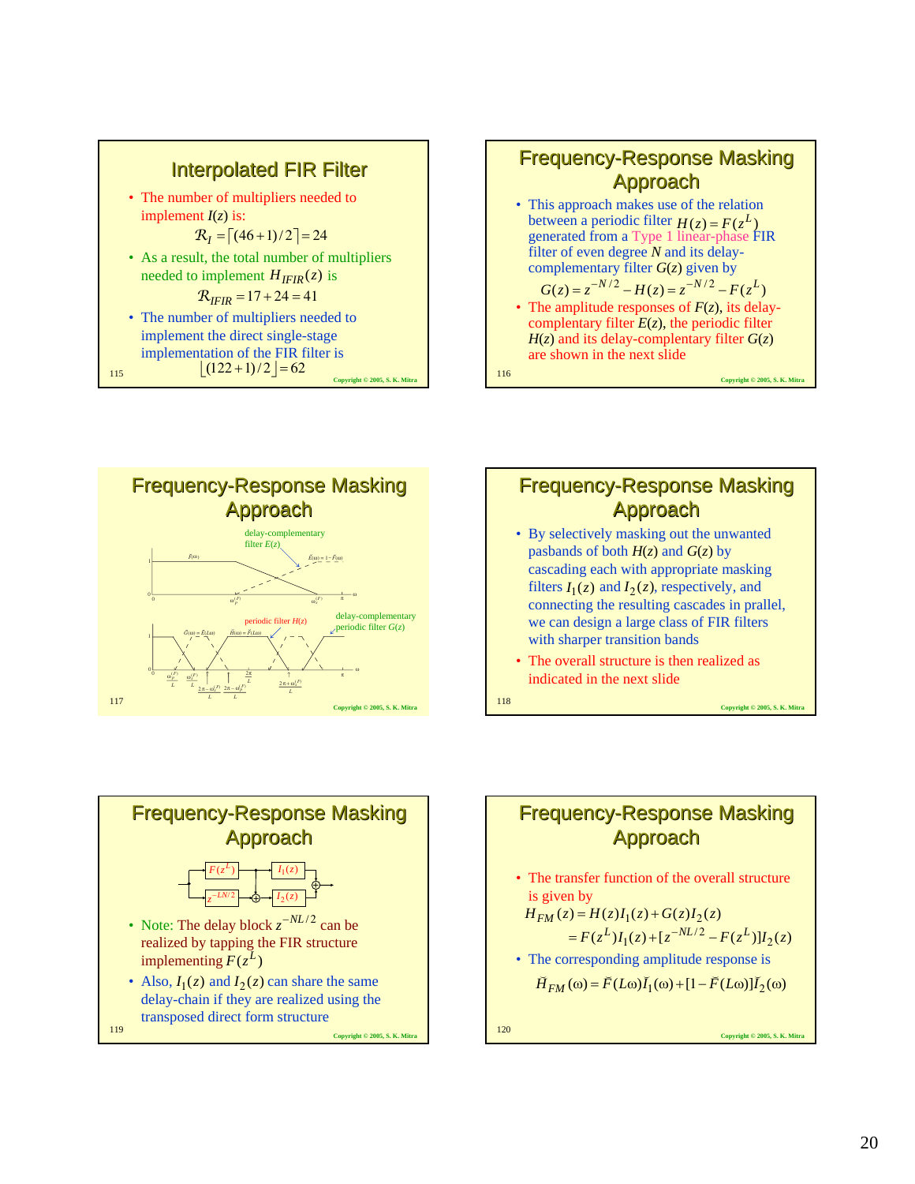## Interpolated FIR Filter

- The number of multipliers needed to implement $I(z)$ is:

$$\mathcal{R}_I = \lceil (46+1)/2 \rceil = 24$$

- As a result, the total number of multipliers needed to implement $H_{IFIR}(z)$ is

$$\mathcal{R}_{IFIR} = 17 + 24 = 41$$

- The number of multipliers needed to implement the direct single-stage implementation of the FIR filter is

$$\lfloor (122+1)/2 \rfloor = 62$$

## Frequency-Response Masking Approach

- This approach makes use of the relation between a periodic filter $H(z) = F(z^L)$ generated from a Type 1 linear-phase FIR filter of even degree $N$ and its delay-complementary filter $G(z)$ given by

$$G(z) = z^{-N/2} - H(z) = z^{-N/2} - F(z^L)$$

- The amplitude responses of $F(z)$, its delay-complementary filter $E(z)$, the periodic filter $H(z)$ and its delay-complementary filter $G(z)$ are shown in the next slide

## Frequency-Response Masking Approach

delay-complementary filter $E(z)$

$\breve{F}(\omega)$ $\quad$ $\breve{E}(\omega) = 1 - \breve{F}(\omega)$

$\omega_p^{(F)}$ $\quad$ $\omega_s^{(F)}$ $\quad$ $\pi$ $\quad$ $\omega$

periodic filter $H(z)$ $\quad$ delay-complementary periodic filter $G(z)$

$\breve{G}(\omega) = \breve{E}(L\omega)$ $\quad$ $\breve{H}(\omega) = \breve{F}(L\omega)$

$\frac{\omega_p^{(F)}}{L}$ $\quad$ $\frac{\omega_s^{(F)}}{L}$ $\quad$ $\frac{2\pi - \omega_s^{(F)}}{L}$ $\quad$ $\frac{2\pi - \omega_p^{(F)}}{L}$ $\quad$ $\frac{2\pi}{L}$ $\quad$ $\frac{2\pi + \omega_p^{(F)}}{L}$ $\quad$ $\pi$ $\quad$ $\omega$

## Frequency-Response Masking Approach

- By selectively masking out the unwanted pasbands of both $H(z)$ and $G(z)$ by cascading each with appropriate masking filters $I_1(z)$ and $I_2(z)$, respectively, and connecting the resulting cascades in prallel, we can design a large class of FIR filters with sharper transition bands
- The overall structure is then realized as indicated in the next slide

## Frequency-Response Masking Approach

$F(z^L)$ $\quad$ $I_1(z)$ $\quad$ $z^{-LN/2}$ $\quad$ $I_2(z)$

- Note: The delay block $z^{-NL/2}$ can be realized by tapping the FIR structure implementing $F(z^L)$
- Also, $I_1(z)$ and $I_2(z)$ can share the same delay-chain if they are realized using the transposed direct form structure

## Frequency-Response Masking Approach

- The transfer function of the overall structure is given by

$$H_{FM}(z) = H(z)I_1(z) + G(z)I_2(z)$$
$$= F(z^L)I_1(z) + [z^{-NL/2} - F(z^L)]I_2(z)$$

- The corresponding amplitude response is

$$\breve{H}_{FM}(\omega) = \breve{F}(L\omega)\breve{I}_1(\omega) + [1 - \breve{F}(L\omega)]\breve{I}_2(\omega)$$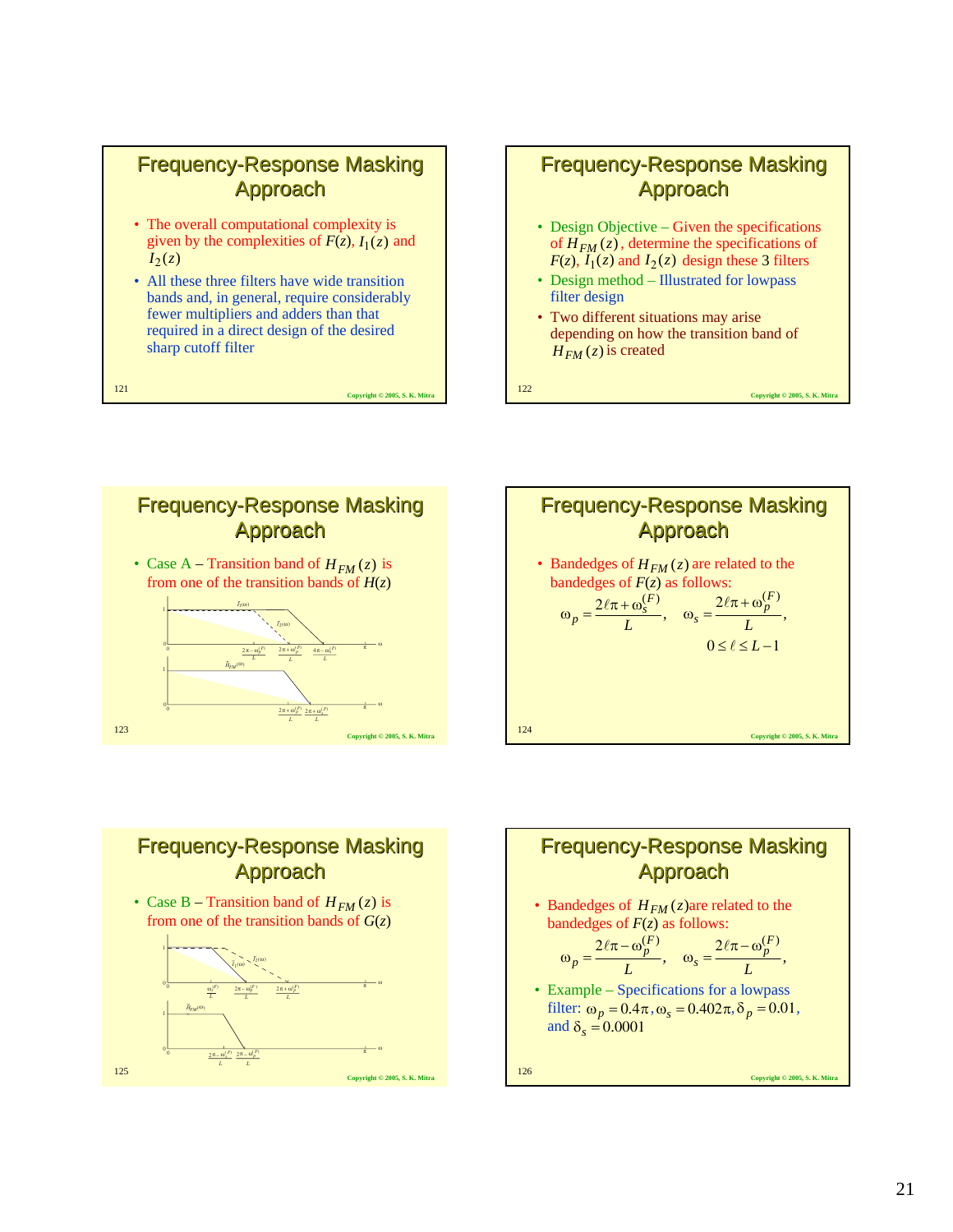## Frequency-Response Masking Approach

- The overall computational complexity is given by the complexities of $F(z)$, $I_1(z)$ and $I_2(z)$
- All these three filters have wide transition bands and, in general, require considerably fewer multipliers and adders than that required in a direct design of the desired sharp cutoff filter

## Frequency-Response Masking Approach

- Design Objective – Given the specifications of $H_{FM}(z)$, determine the specifications of $F(z)$, $I_1(z)$ and $I_2(z)$ design these 3 filters
- Design method – Illustrated for lowpass filter design
- Two different situations may arise depending on how the transition band of $H_{FM}(z)$ is created

## Frequency-Response Masking Approach

- Case A – Transition band of $H_{FM}(z)$ is from one of the transition bands of $H(z)$

## Frequency-Response Masking Approach

- Bandedges of $H_{FM}(z)$ are related to the bandedges of $F(z)$ as follows:

$$\omega_p = \frac{2\ell\pi + \omega_s^{(F)}}{L}, \quad \omega_s = \frac{2\ell\pi + \omega_p^{(F)}}{L},$$

$$0 \le \ell \le L-1$$

## Frequency-Response Masking Approach

- Case B – Transition band of $H_{FM}(z)$ is from one of the transition bands of $G(z)$

## Frequency-Response Masking Approach

- Bandedges of $H_{FM}(z)$ are related to the bandedges of $F(z)$ as follows:

$$\omega_p = \frac{2\ell\pi - \omega_p^{(F)}}{L}, \quad \omega_s = \frac{2\ell\pi - \omega_p^{(F)}}{L},$$

- Example – Specifications for a lowpass filter: $\omega_p = 0.4\pi, \omega_s = 0.402\pi, \delta_p = 0.01$, and $\delta_s = 0.0001$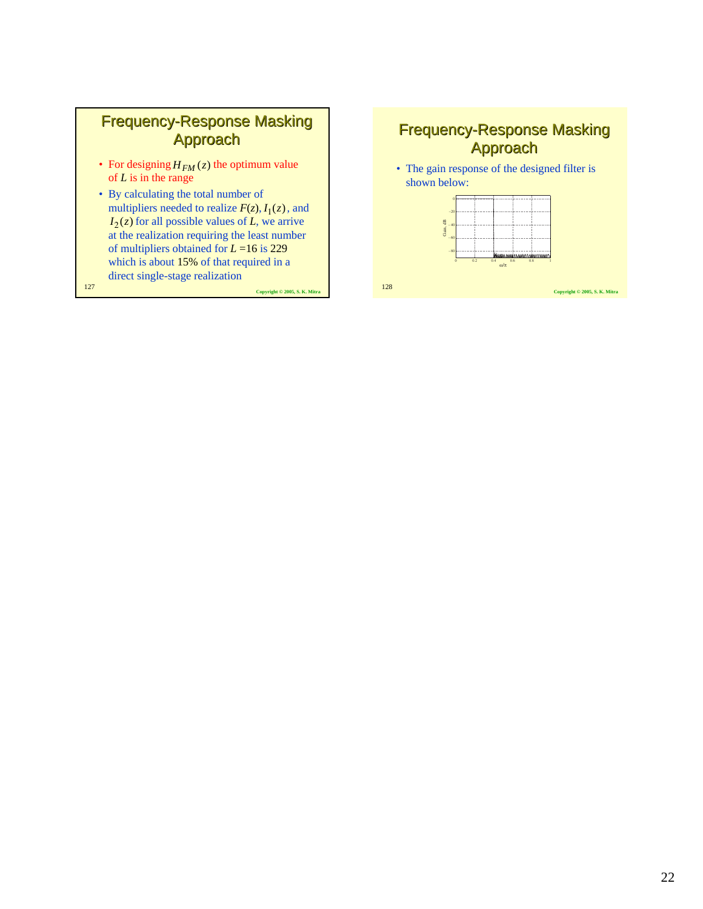## Frequency-Response Masking Approach

- For designing $H_{FM}(z)$ the optimum value of $L$ is in the range
- By calculating the total number of multipliers needed to realize $F(z)$, $I_1(z)$, and $I_2(z)$ for all possible values of $L$, we arrive at the realization requiring the least number of multipliers obtained for $L = 16$ is 229 which is about 15% of that required in a direct single-stage realization

127

Copyright © 2005, S. K. Mitra

## Frequency-Response Masking Approach

- The gain response of the designed filter is shown below:

0
−20
−40
−60
−80
Gain, dB
0
0.2
0.4
0.6
0.8
1
ω/π

128

Copyright © 2005, S. K. Mitra